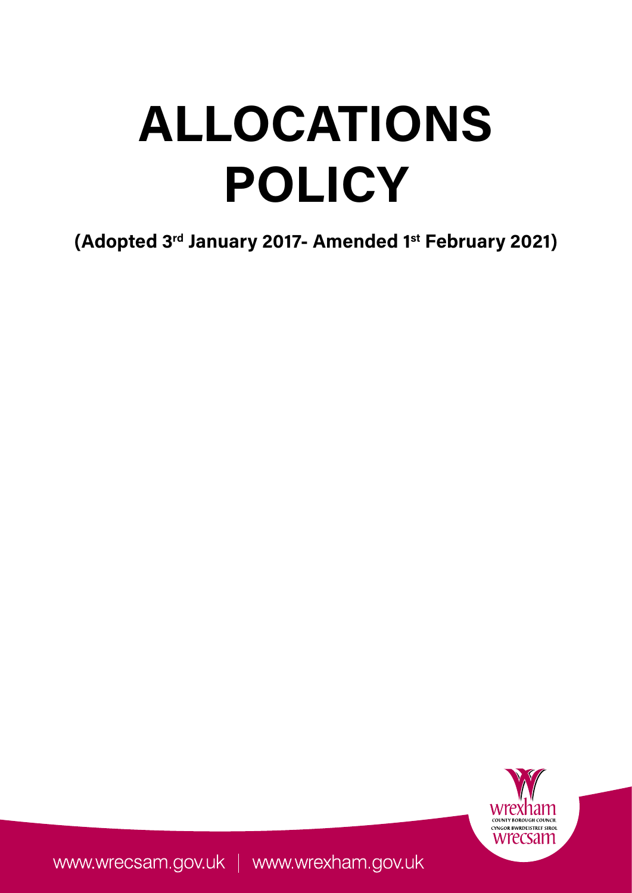# ALLOCATIONS POLICY

**(Adopted 3rd January 2017- Amended 1st February 2021)**

www.wrecsam.gov.uk | www.wrexham.gov.uk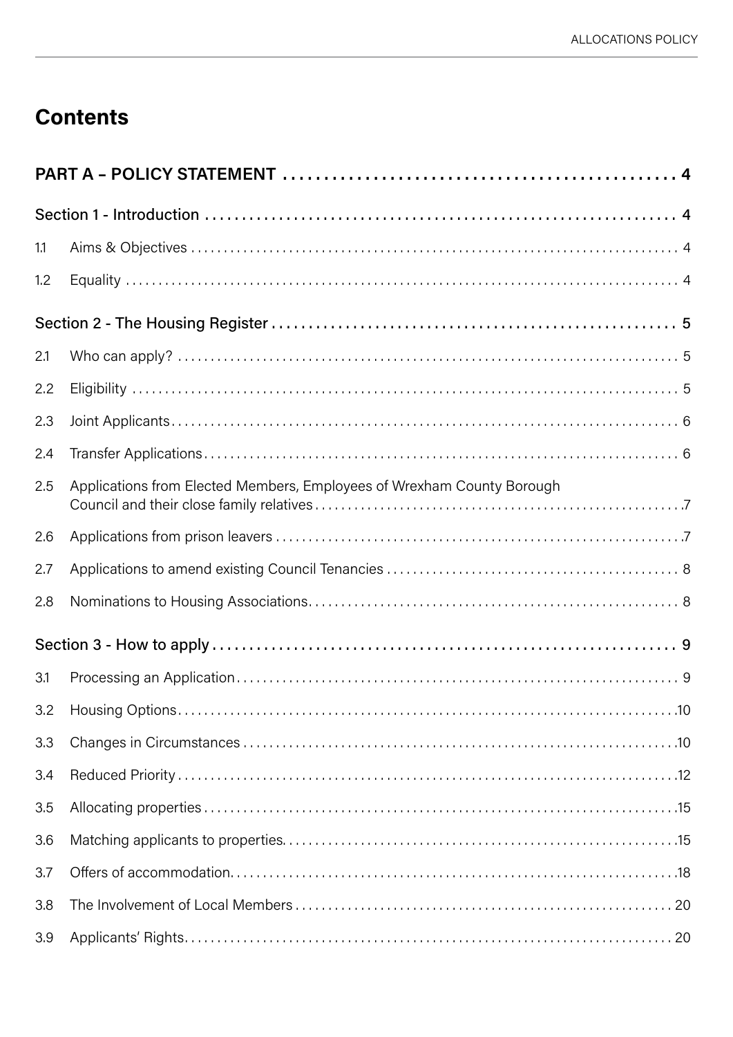# Contents

| | | |
|---|---|---|
| **PART A – POLICY STATEMENT** | | **4** |
| Section 1 - Introduction | | 4 |
| 1.1 | Aims & Objectives | 4 |
| 1.2 | Equality | 4 |
| Section 2 - The Housing Register | | 5 |
| 2.1 | Who can apply? | 5 |
| 2.2 | Eligibility | 5 |
| 2.3 | Joint Applicants | 6 |
| 2.4 | Transfer Applications | 6 |
| 2.5 | Applications from Elected Members, Employees of Wrexham County Borough Council and their close family relatives | 7 |
| 2.6 | Applications from prison leavers | 7 |
| 2.7 | Applications to amend existing Council Tenancies | 8 |
| 2.8 | Nominations to Housing Associations | 8 |
| Section 3 - How to apply | | 9 |
| 3.1 | Processing an Application | 9 |
| 3.2 | Housing Options | 10 |
| 3.3 | Changes in Circumstances | 10 |
| 3.4 | Reduced Priority | 12 |
| 3.5 | Allocating properties | 15 |
| 3.6 | Matching applicants to properties | 15 |
| 3.7 | Offers of accommodation | 18 |
| 3.8 | The Involvement of Local Members | 20 |
| 3.9 | Applicants' Rights | 20 |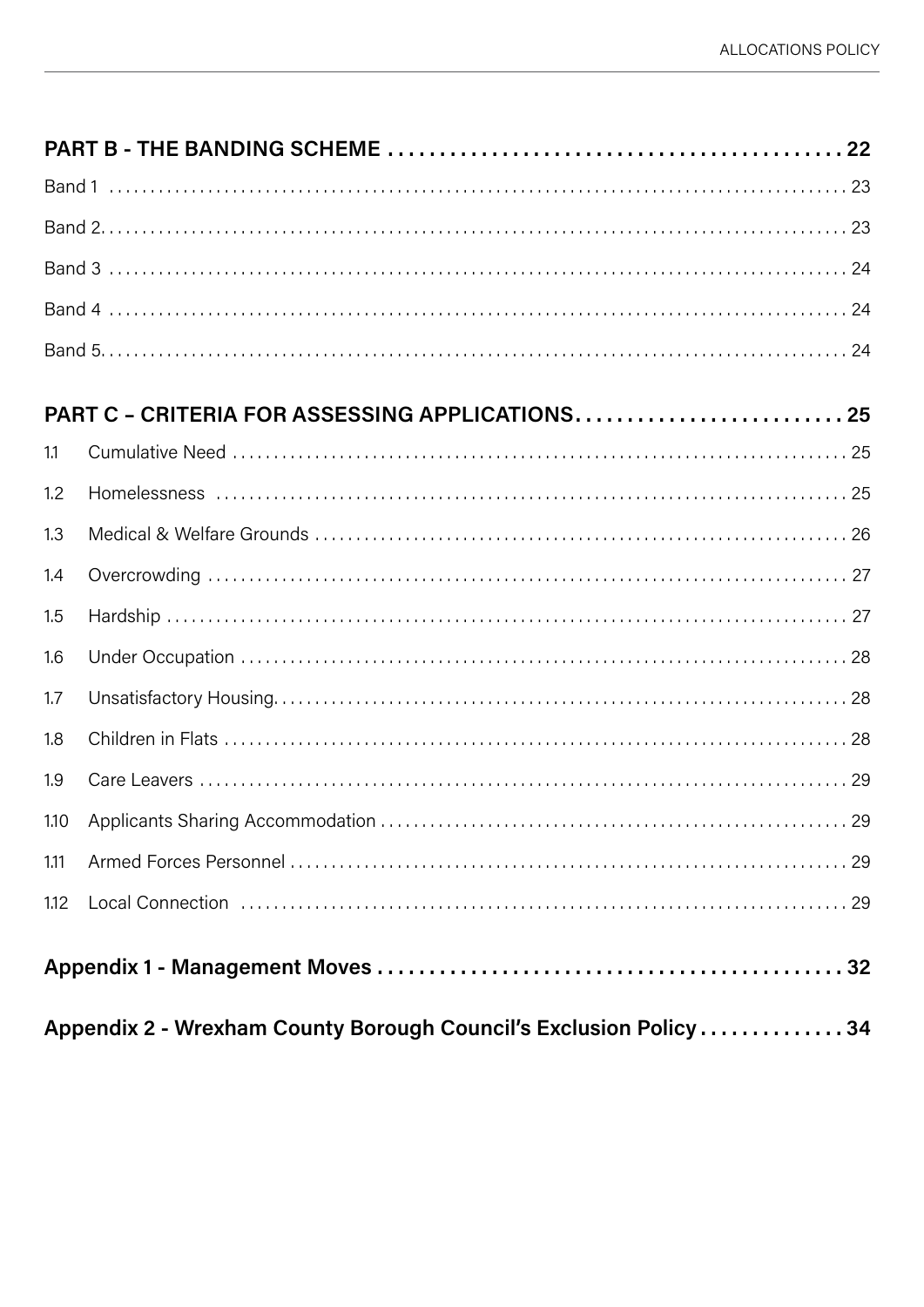**PART B - THE BANDING SCHEME . . . . . . . . . . 22**

Band 1 . . . . . . . . . . 23

Band 2. . . . . . . . . . 23

Band 3 . . . . . . . . . . 24

Band 4 . . . . . . . . . . 24

Band 5. . . . . . . . . . 24

**PART C – CRITERIA FOR ASSESSING APPLICATIONS. . . . . . . . . . 25**

1.1 Cumulative Need . . . . . . . . . . 25

1.2 Homelessness . . . . . . . . . . 25

1.3 Medical & Welfare Grounds . . . . . . . . . . 26

1.4 Overcrowding . . . . . . . . . . 27

1.5 Hardship . . . . . . . . . . 27

1.6 Under Occupation . . . . . . . . . . 28

1.7 Unsatisfactory Housing. . . . . . . . . . 28

1.8 Children in Flats . . . . . . . . . . 28

1.9 Care Leavers . . . . . . . . . . 29

1.10 Applicants Sharing Accommodation . . . . . . . . . . 29

1.11 Armed Forces Personnel . . . . . . . . . . 29

1.12 Local Connection . . . . . . . . . . 29

**Appendix 1 - Management Moves . . . . . . . . . . 32**

**Appendix 2 - Wrexham County Borough Council's Exclusion Policy . . . . . . . . . . 34**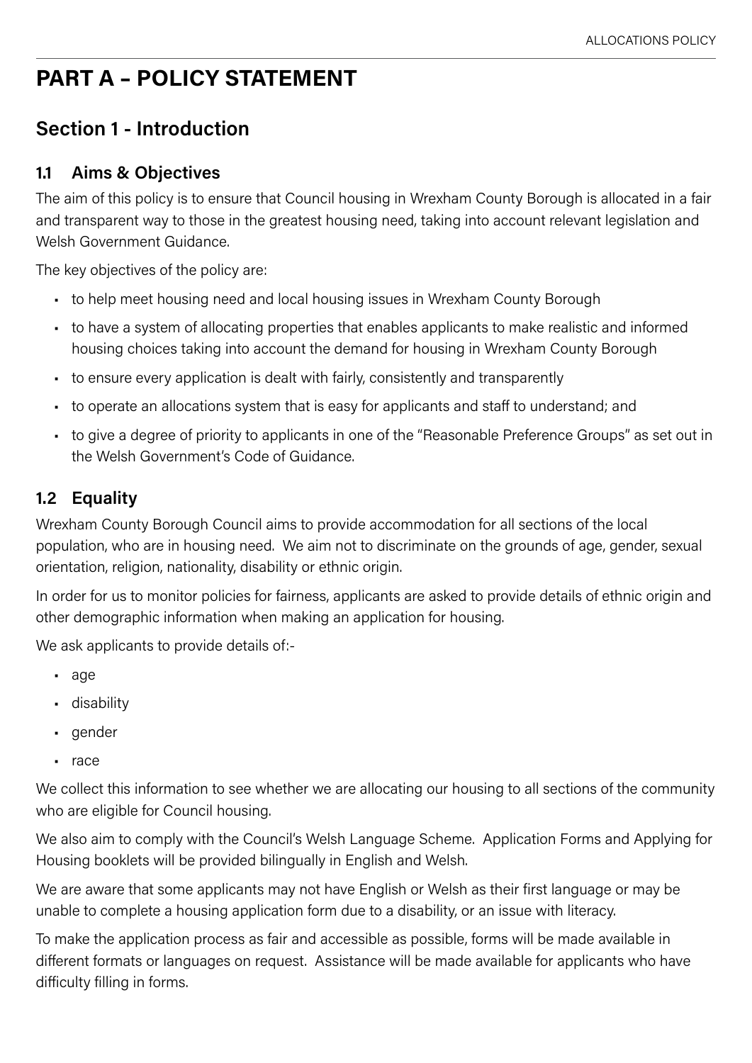# PART A – POLICY STATEMENT

## Section 1 - Introduction

### 1.1 Aims & Objectives

The aim of this policy is to ensure that Council housing in Wrexham County Borough is allocated in a fair and transparent way to those in the greatest housing need, taking into account relevant legislation and Welsh Government Guidance.

The key objectives of the policy are:

- to help meet housing need and local housing issues in Wrexham County Borough
- to have a system of allocating properties that enables applicants to make realistic and informed housing choices taking into account the demand for housing in Wrexham County Borough
- to ensure every application is dealt with fairly, consistently and transparently
- to operate an allocations system that is easy for applicants and staff to understand; and
- to give a degree of priority to applicants in one of the "Reasonable Preference Groups" as set out in the Welsh Government's Code of Guidance.

### 1.2 Equality

Wrexham County Borough Council aims to provide accommodation for all sections of the local population, who are in housing need. We aim not to discriminate on the grounds of age, gender, sexual orientation, religion, nationality, disability or ethnic origin.

In order for us to monitor policies for fairness, applicants are asked to provide details of ethnic origin and other demographic information when making an application for housing.

We ask applicants to provide details of:-

- age
- disability
- gender
- race

We collect this information to see whether we are allocating our housing to all sections of the community who are eligible for Council housing.

We also aim to comply with the Council's Welsh Language Scheme. Application Forms and Applying for Housing booklets will be provided bilingually in English and Welsh.

We are aware that some applicants may not have English or Welsh as their first language or may be unable to complete a housing application form due to a disability, or an issue with literacy.

To make the application process as fair and accessible as possible, forms will be made available in different formats or languages on request. Assistance will be made available for applicants who have difficulty filling in forms.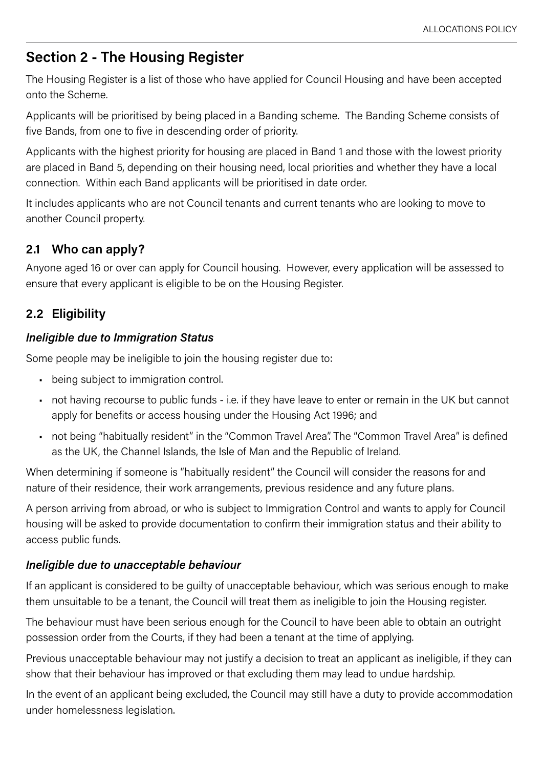## Section 2 - The Housing Register

The Housing Register is a list of those who have applied for Council Housing and have been accepted onto the Scheme.

Applicants will be prioritised by being placed in a Banding scheme. The Banding Scheme consists of five Bands, from one to five in descending order of priority.

Applicants with the highest priority for housing are placed in Band 1 and those with the lowest priority are placed in Band 5, depending on their housing need, local priorities and whether they have a local connection. Within each Band applicants will be prioritised in date order.

It includes applicants who are not Council tenants and current tenants who are looking to move to another Council property.

### 2.1 Who can apply?

Anyone aged 16 or over can apply for Council housing. However, every application will be assessed to ensure that every applicant is eligible to be on the Housing Register.

### 2.2 Eligibility

***Ineligible due to Immigration Status***

Some people may be ineligible to join the housing register due to:

- being subject to immigration control.
- not having recourse to public funds - i.e. if they have leave to enter or remain in the UK but cannot apply for benefits or access housing under the Housing Act 1996; and
- not being "habitually resident" in the "Common Travel Area". The "Common Travel Area" is defined as the UK, the Channel Islands, the Isle of Man and the Republic of Ireland.

When determining if someone is "habitually resident" the Council will consider the reasons for and nature of their residence, their work arrangements, previous residence and any future plans.

A person arriving from abroad, or who is subject to Immigration Control and wants to apply for Council housing will be asked to provide documentation to confirm their immigration status and their ability to access public funds.

***Ineligible due to unacceptable behaviour***

If an applicant is considered to be guilty of unacceptable behaviour, which was serious enough to make them unsuitable to be a tenant, the Council will treat them as ineligible to join the Housing register.

The behaviour must have been serious enough for the Council to have been able to obtain an outright possession order from the Courts, if they had been a tenant at the time of applying.

Previous unacceptable behaviour may not justify a decision to treat an applicant as ineligible, if they can show that their behaviour has improved or that excluding them may lead to undue hardship.

In the event of an applicant being excluded, the Council may still have a duty to provide accommodation under homelessness legislation.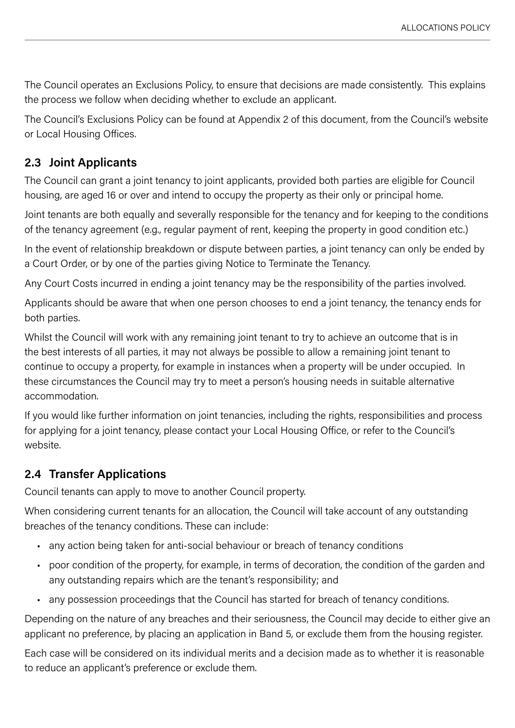The Council operates an Exclusions Policy, to ensure that decisions are made consistently. This explains the process we follow when deciding whether to exclude an applicant.

The Council's Exclusions Policy can be found at Appendix 2 of this document, from the Council's website or Local Housing Offices.

## 2.3 Joint Applicants

The Council can grant a joint tenancy to joint applicants, provided both parties are eligible for Council housing, are aged 16 or over and intend to occupy the property as their only or principal home.

Joint tenants are both equally and severally responsible for the tenancy and for keeping to the conditions of the tenancy agreement (e.g., regular payment of rent, keeping the property in good condition etc.)

In the event of relationship breakdown or dispute between parties, a joint tenancy can only be ended by a Court Order, or by one of the parties giving Notice to Terminate the Tenancy.

Any Court Costs incurred in ending a joint tenancy may be the responsibility of the parties involved.

Applicants should be aware that when one person chooses to end a joint tenancy, the tenancy ends for both parties.

Whilst the Council will work with any remaining joint tenant to try to achieve an outcome that is in the best interests of all parties, it may not always be possible to allow a remaining joint tenant to continue to occupy a property, for example in instances when a property will be under occupied. In these circumstances the Council may try to meet a person's housing needs in suitable alternative accommodation.

If you would like further information on joint tenancies, including the rights, responsibilities and process for applying for a joint tenancy, please contact your Local Housing Office, or refer to the Council's website.

## 2.4 Transfer Applications

Council tenants can apply to move to another Council property.

When considering current tenants for an allocation, the Council will take account of any outstanding breaches of the tenancy conditions. These can include:

- any action being taken for anti-social behaviour or breach of tenancy conditions
- poor condition of the property, for example, in terms of decoration, the condition of the garden and any outstanding repairs which are the tenant's responsibility; and
- any possession proceedings that the Council has started for breach of tenancy conditions.

Depending on the nature of any breaches and their seriousness, the Council may decide to either give an applicant no preference, by placing an application in Band 5, or exclude them from the housing register.

Each case will be considered on its individual merits and a decision made as to whether it is reasonable to reduce an applicant's preference or exclude them.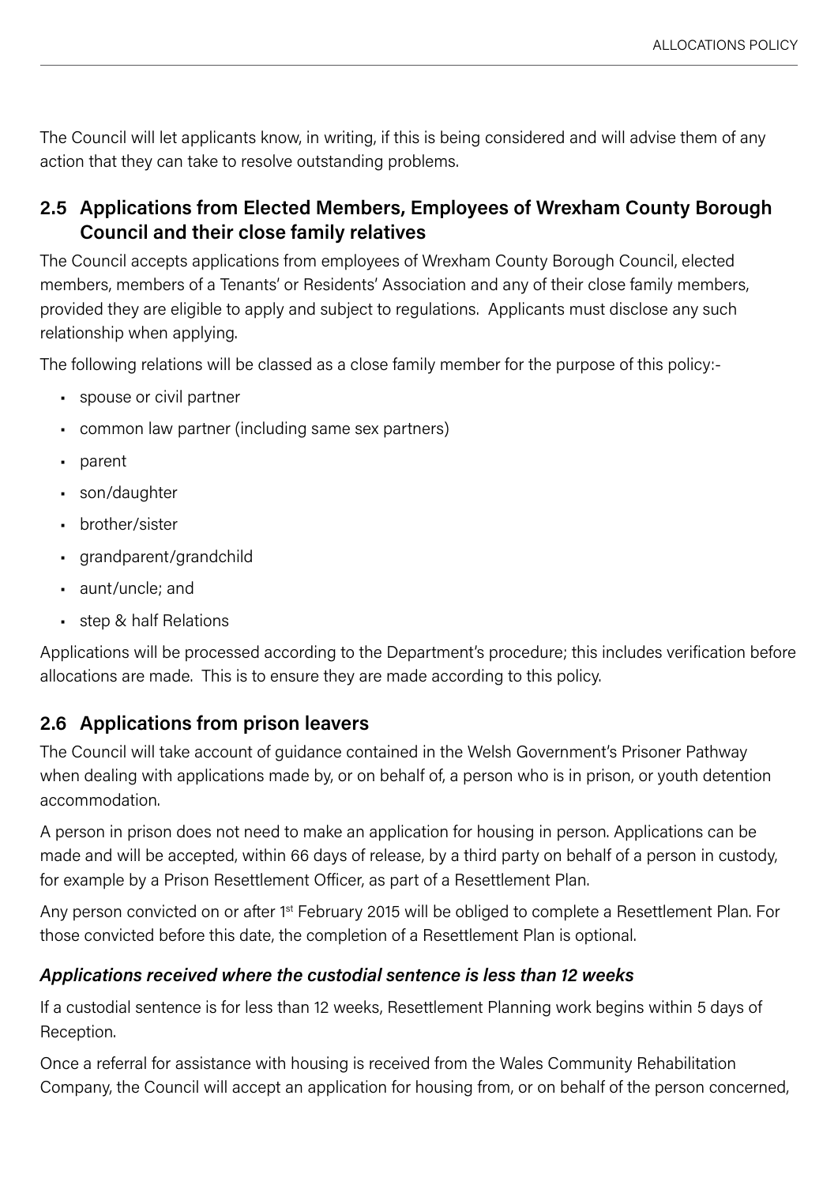The Council will let applicants know, in writing, if this is being considered and will advise them of any action that they can take to resolve outstanding problems.

## 2.5 Applications from Elected Members, Employees of Wrexham County Borough Council and their close family relatives

The Council accepts applications from employees of Wrexham County Borough Council, elected members, members of a Tenants' or Residents' Association and any of their close family members, provided they are eligible to apply and subject to regulations. Applicants must disclose any such relationship when applying.

The following relations will be classed as a close family member for the purpose of this policy:-

- spouse or civil partner
- common law partner (including same sex partners)
- parent
- son/daughter
- brother/sister
- grandparent/grandchild
- aunt/uncle; and
- step & half Relations

Applications will be processed according to the Department's procedure; this includes verification before allocations are made. This is to ensure they are made according to this policy.

## 2.6 Applications from prison leavers

The Council will take account of guidance contained in the Welsh Government's Prisoner Pathway when dealing with applications made by, or on behalf of, a person who is in prison, or youth detention accommodation.

A person in prison does not need to make an application for housing in person. Applications can be made and will be accepted, within 66 days of release, by a third party on behalf of a person in custody, for example by a Prison Resettlement Officer, as part of a Resettlement Plan.

Any person convicted on or after 1st February 2015 will be obliged to complete a Resettlement Plan. For those convicted before this date, the completion of a Resettlement Plan is optional.

### *Applications received where the custodial sentence is less than 12 weeks*

If a custodial sentence is for less than 12 weeks, Resettlement Planning work begins within 5 days of Reception.

Once a referral for assistance with housing is received from the Wales Community Rehabilitation Company, the Council will accept an application for housing from, or on behalf of the person concerned,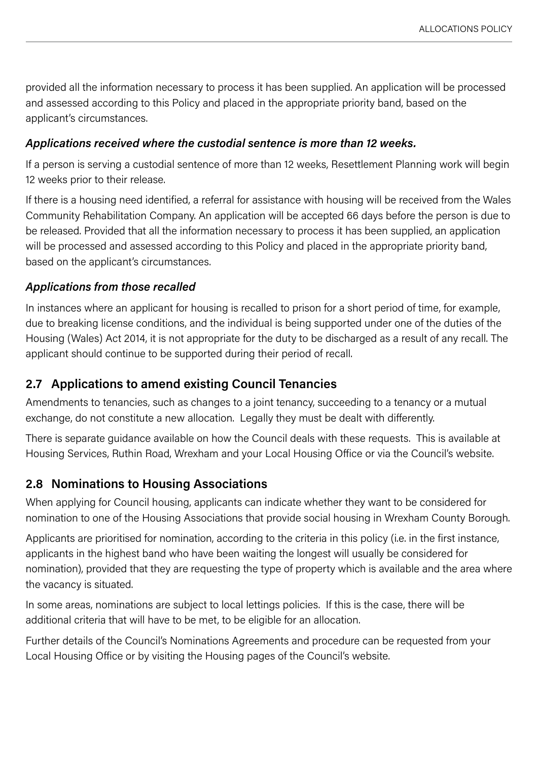provided all the information necessary to process it has been supplied. An application will be processed and assessed according to this Policy and placed in the appropriate priority band, based on the applicant's circumstances.

### *Applications received where the custodial sentence is more than 12 weeks.*

If a person is serving a custodial sentence of more than 12 weeks, Resettlement Planning work will begin 12 weeks prior to their release.

If there is a housing need identified, a referral for assistance with housing will be received from the Wales Community Rehabilitation Company. An application will be accepted 66 days before the person is due to be released. Provided that all the information necessary to process it has been supplied, an application will be processed and assessed according to this Policy and placed in the appropriate priority band, based on the applicant's circumstances.

### *Applications from those recalled*

In instances where an applicant for housing is recalled to prison for a short period of time, for example, due to breaking license conditions, and the individual is being supported under one of the duties of the Housing (Wales) Act 2014, it is not appropriate for the duty to be discharged as a result of any recall. The applicant should continue to be supported during their period of recall.

## 2.7 Applications to amend existing Council Tenancies

Amendments to tenancies, such as changes to a joint tenancy, succeeding to a tenancy or a mutual exchange, do not constitute a new allocation. Legally they must be dealt with differently.

There is separate guidance available on how the Council deals with these requests. This is available at Housing Services, Ruthin Road, Wrexham and your Local Housing Office or via the Council's website.

## 2.8 Nominations to Housing Associations

When applying for Council housing, applicants can indicate whether they want to be considered for nomination to one of the Housing Associations that provide social housing in Wrexham County Borough.

Applicants are prioritised for nomination, according to the criteria in this policy (i.e. in the first instance, applicants in the highest band who have been waiting the longest will usually be considered for nomination), provided that they are requesting the type of property which is available and the area where the vacancy is situated.

In some areas, nominations are subject to local lettings policies. If this is the case, there will be additional criteria that will have to be met, to be eligible for an allocation.

Further details of the Council's Nominations Agreements and procedure can be requested from your Local Housing Office or by visiting the Housing pages of the Council's website.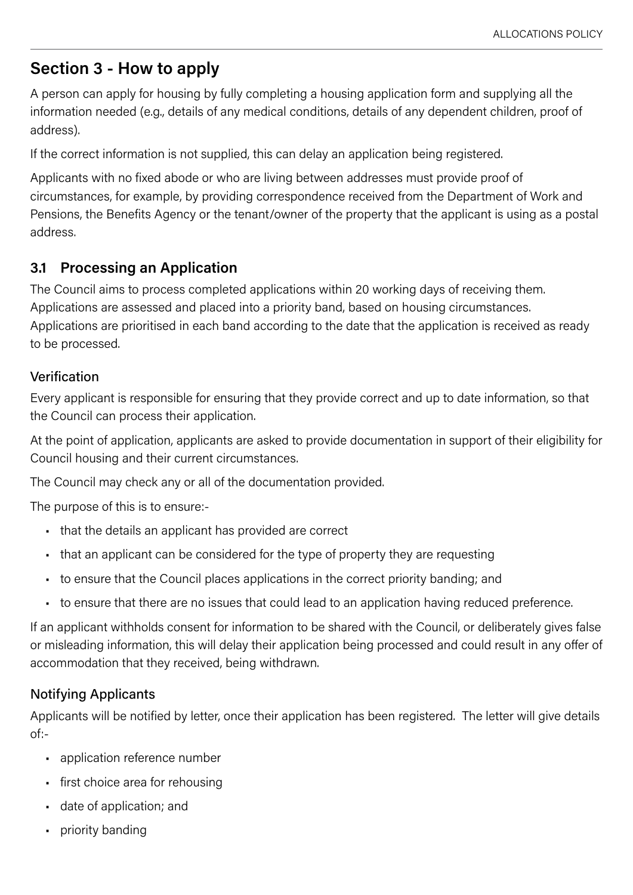## Section 3 - How to apply

A person can apply for housing by fully completing a housing application form and supplying all the information needed (e.g., details of any medical conditions, details of any dependent children, proof of address).

If the correct information is not supplied, this can delay an application being registered.

Applicants with no fixed abode or who are living between addresses must provide proof of circumstances, for example, by providing correspondence received from the Department of Work and Pensions, the Benefits Agency or the tenant/owner of the property that the applicant is using as a postal address.

### 3.1 Processing an Application

The Council aims to process completed applications within 20 working days of receiving them. Applications are assessed and placed into a priority band, based on housing circumstances. Applications are prioritised in each band according to the date that the application is received as ready to be processed.

#### Verification

Every applicant is responsible for ensuring that they provide correct and up to date information, so that the Council can process their application.

At the point of application, applicants are asked to provide documentation in support of their eligibility for Council housing and their current circumstances.

The Council may check any or all of the documentation provided.

The purpose of this is to ensure:-

- that the details an applicant has provided are correct
- that an applicant can be considered for the type of property they are requesting
- to ensure that the Council places applications in the correct priority banding; and
- to ensure that there are no issues that could lead to an application having reduced preference.

If an applicant withholds consent for information to be shared with the Council, or deliberately gives false or misleading information, this will delay their application being processed and could result in any offer of accommodation that they received, being withdrawn.

#### Notifying Applicants

Applicants will be notified by letter, once their application has been registered. The letter will give details of:-

- application reference number
- first choice area for rehousing
- date of application; and
- priority banding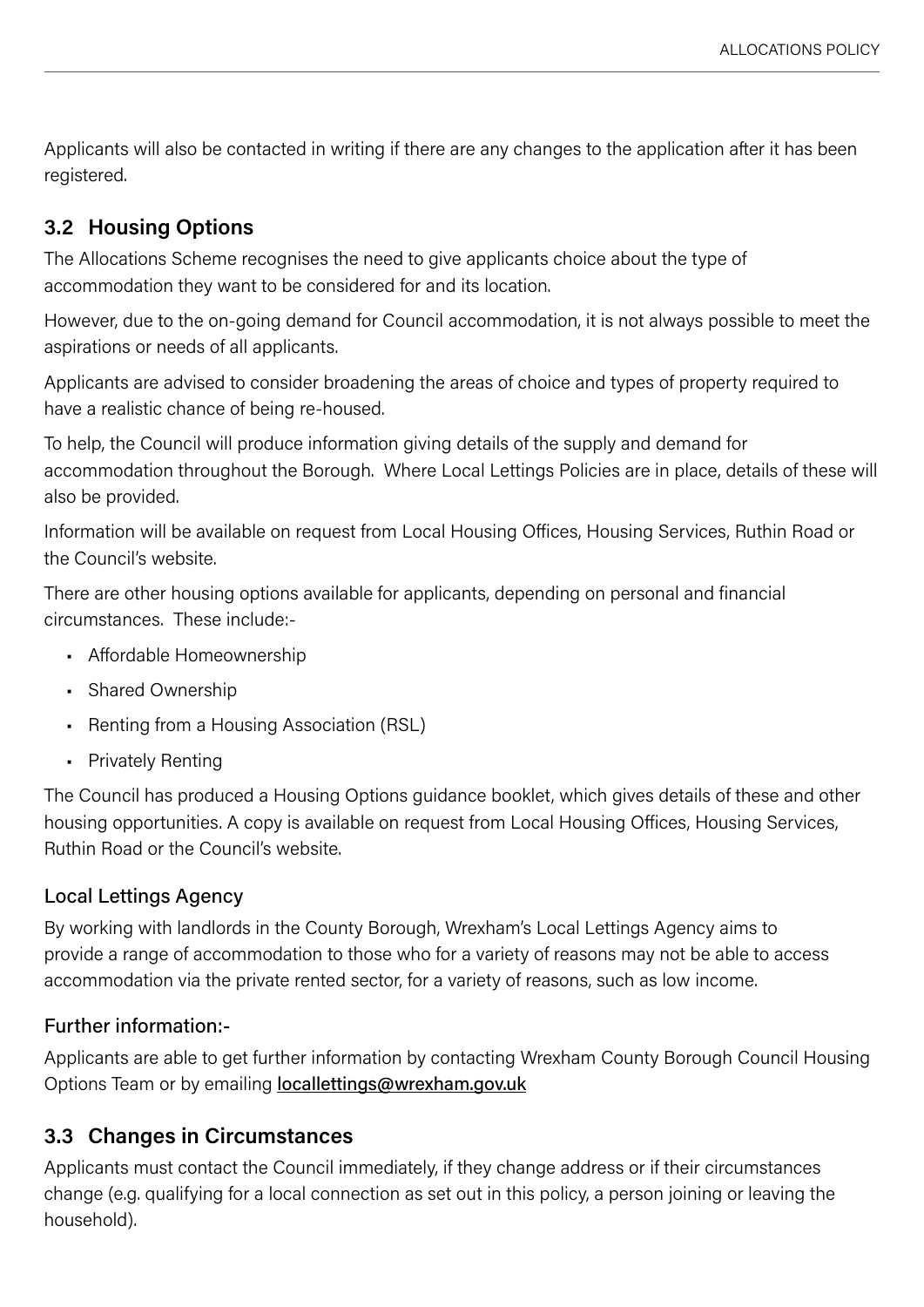Applicants will also be contacted in writing if there are any changes to the application after it has been registered.

## 3.2 Housing Options

The Allocations Scheme recognises the need to give applicants choice about the type of accommodation they want to be considered for and its location.

However, due to the on-going demand for Council accommodation, it is not always possible to meet the aspirations or needs of all applicants.

Applicants are advised to consider broadening the areas of choice and types of property required to have a realistic chance of being re-housed.

To help, the Council will produce information giving details of the supply and demand for accommodation throughout the Borough. Where Local Lettings Policies are in place, details of these will also be provided.

Information will be available on request from Local Housing Offices, Housing Services, Ruthin Road or the Council's website.

There are other housing options available for applicants, depending on personal and financial circumstances. These include:-

- Affordable Homeownership
- Shared Ownership
- Renting from a Housing Association (RSL)
- Privately Renting

The Council has produced a Housing Options guidance booklet, which gives details of these and other housing opportunities. A copy is available on request from Local Housing Offices, Housing Services, Ruthin Road or the Council's website.

### Local Lettings Agency

By working with landlords in the County Borough, Wrexham's Local Lettings Agency aims to provide a range of accommodation to those who for a variety of reasons may not be able to access accommodation via the private rented sector, for a variety of reasons, such as low income.

### Further information:-

Applicants are able to get further information by contacting Wrexham County Borough Council Housing Options Team or by emailing locallettings@wrexham.gov.uk

## 3.3 Changes in Circumstances

Applicants must contact the Council immediately, if they change address or if their circumstances change (e.g. qualifying for a local connection as set out in this policy, a person joining or leaving the household).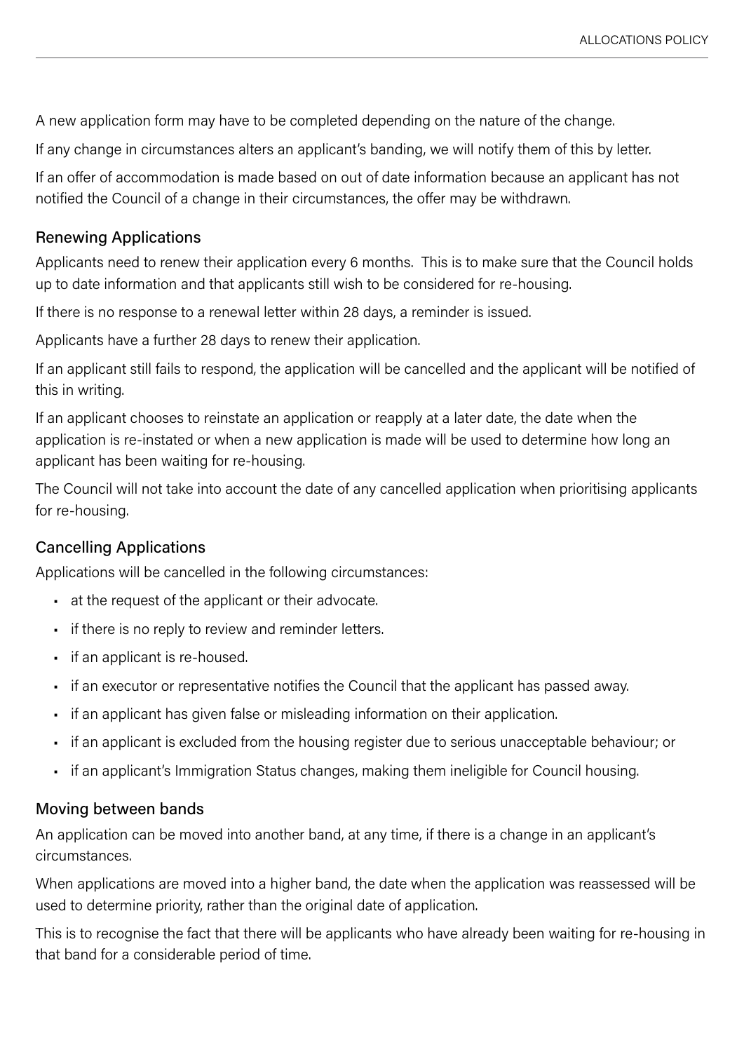A new application form may have to be completed depending on the nature of the change.

If any change in circumstances alters an applicant's banding, we will notify them of this by letter.

If an offer of accommodation is made based on out of date information because an applicant has not notified the Council of a change in their circumstances, the offer may be withdrawn.

## Renewing Applications

Applicants need to renew their application every 6 months. This is to make sure that the Council holds up to date information and that applicants still wish to be considered for re-housing.

If there is no response to a renewal letter within 28 days, a reminder is issued.

Applicants have a further 28 days to renew their application.

If an applicant still fails to respond, the application will be cancelled and the applicant will be notified of this in writing.

If an applicant chooses to reinstate an application or reapply at a later date, the date when the application is re-instated or when a new application is made will be used to determine how long an applicant has been waiting for re-housing.

The Council will not take into account the date of any cancelled application when prioritising applicants for re-housing.

## Cancelling Applications

Applications will be cancelled in the following circumstances:

- at the request of the applicant or their advocate.
- if there is no reply to review and reminder letters.
- if an applicant is re-housed.
- if an executor or representative notifies the Council that the applicant has passed away.
- if an applicant has given false or misleading information on their application.
- if an applicant is excluded from the housing register due to serious unacceptable behaviour; or
- if an applicant's Immigration Status changes, making them ineligible for Council housing.

## Moving between bands

An application can be moved into another band, at any time, if there is a change in an applicant's circumstances.

When applications are moved into a higher band, the date when the application was reassessed will be used to determine priority, rather than the original date of application.

This is to recognise the fact that there will be applicants who have already been waiting for re-housing in that band for a considerable period of time.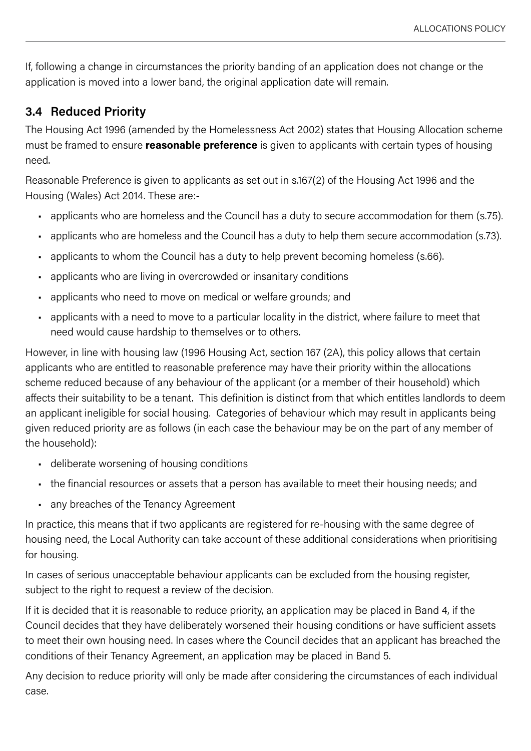If, following a change in circumstances the priority banding of an application does not change or the application is moved into a lower band, the original application date will remain.

### 3.4 Reduced Priority

The Housing Act 1996 (amended by the Homelessness Act 2002) states that Housing Allocation scheme must be framed to ensure **reasonable preference** is given to applicants with certain types of housing need.

Reasonable Preference is given to applicants as set out in s.167(2) of the Housing Act 1996 and the Housing (Wales) Act 2014. These are:-

- applicants who are homeless and the Council has a duty to secure accommodation for them (s.75).
- applicants who are homeless and the Council has a duty to help them secure accommodation (s.73).
- applicants to whom the Council has a duty to help prevent becoming homeless (s.66).
- applicants who are living in overcrowded or insanitary conditions
- applicants who need to move on medical or welfare grounds; and
- applicants with a need to move to a particular locality in the district, where failure to meet that need would cause hardship to themselves or to others.

However, in line with housing law (1996 Housing Act, section 167 (2A), this policy allows that certain applicants who are entitled to reasonable preference may have their priority within the allocations scheme reduced because of any behaviour of the applicant (or a member of their household) which affects their suitability to be a tenant. This definition is distinct from that which entitles landlords to deem an applicant ineligible for social housing. Categories of behaviour which may result in applicants being given reduced priority are as follows (in each case the behaviour may be on the part of any member of the household):

- deliberate worsening of housing conditions
- the financial resources or assets that a person has available to meet their housing needs; and
- any breaches of the Tenancy Agreement

In practice, this means that if two applicants are registered for re-housing with the same degree of housing need, the Local Authority can take account of these additional considerations when prioritising for housing.

In cases of serious unacceptable behaviour applicants can be excluded from the housing register, subject to the right to request a review of the decision.

If it is decided that it is reasonable to reduce priority, an application may be placed in Band 4, if the Council decides that they have deliberately worsened their housing conditions or have sufficient assets to meet their own housing need. In cases where the Council decides that an applicant has breached the conditions of their Tenancy Agreement, an application may be placed in Band 5.

Any decision to reduce priority will only be made after considering the circumstances of each individual case.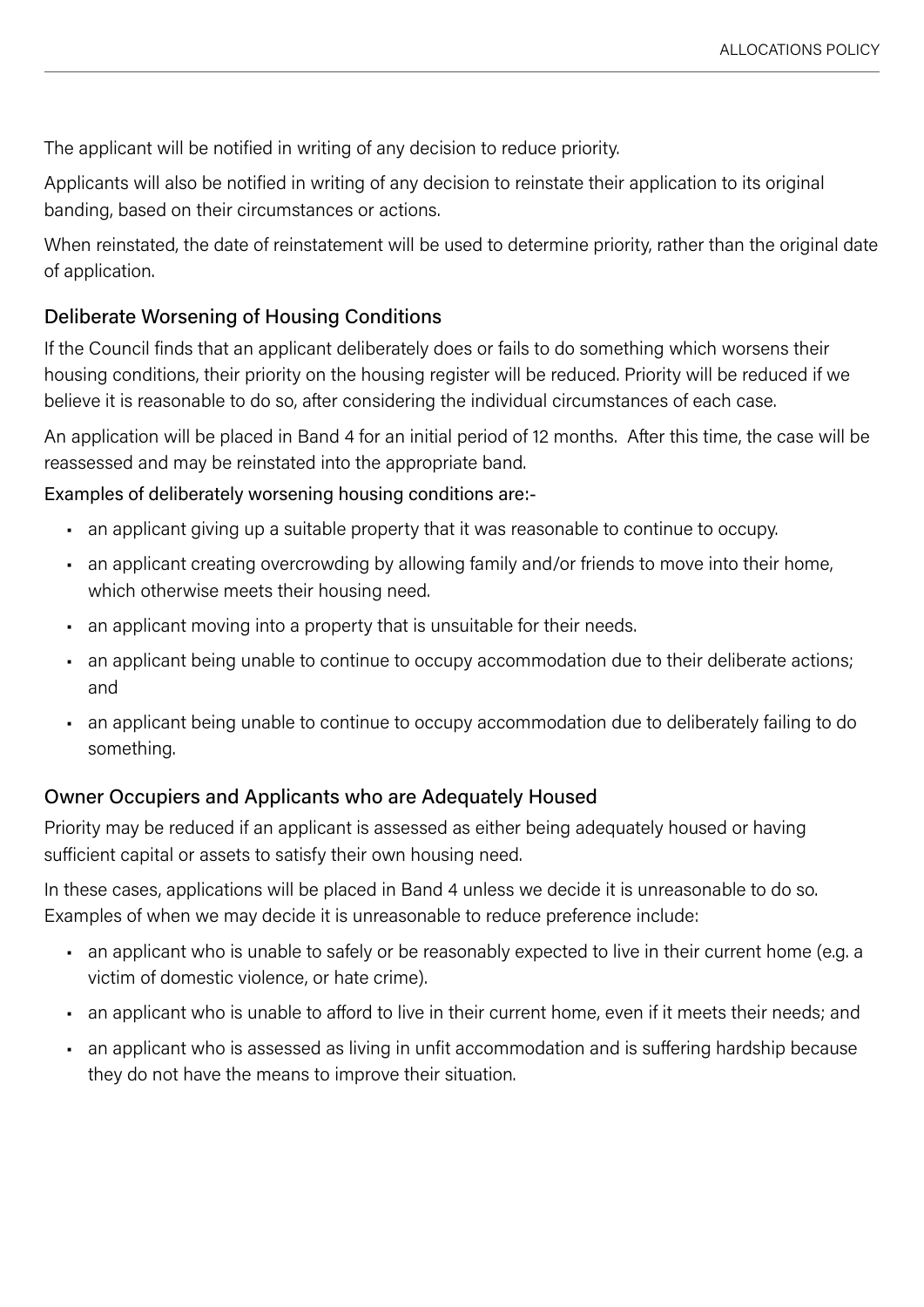The applicant will be notified in writing of any decision to reduce priority.

Applicants will also be notified in writing of any decision to reinstate their application to its original banding, based on their circumstances or actions.

When reinstated, the date of reinstatement will be used to determine priority, rather than the original date of application.

### Deliberate Worsening of Housing Conditions

If the Council finds that an applicant deliberately does or fails to do something which worsens their housing conditions, their priority on the housing register will be reduced. Priority will be reduced if we believe it is reasonable to do so, after considering the individual circumstances of each case.

An application will be placed in Band 4 for an initial period of 12 months. After this time, the case will be reassessed and may be reinstated into the appropriate band.

Examples of deliberately worsening housing conditions are:-

- an applicant giving up a suitable property that it was reasonable to continue to occupy.
- an applicant creating overcrowding by allowing family and/or friends to move into their home, which otherwise meets their housing need.
- an applicant moving into a property that is unsuitable for their needs.
- an applicant being unable to continue to occupy accommodation due to their deliberate actions; and
- an applicant being unable to continue to occupy accommodation due to deliberately failing to do something.

### Owner Occupiers and Applicants who are Adequately Housed

Priority may be reduced if an applicant is assessed as either being adequately housed or having sufficient capital or assets to satisfy their own housing need.

In these cases, applications will be placed in Band 4 unless we decide it is unreasonable to do so. Examples of when we may decide it is unreasonable to reduce preference include:

- an applicant who is unable to safely or be reasonably expected to live in their current home (e.g. a victim of domestic violence, or hate crime).
- an applicant who is unable to afford to live in their current home, even if it meets their needs; and
- an applicant who is assessed as living in unfit accommodation and is suffering hardship because they do not have the means to improve their situation.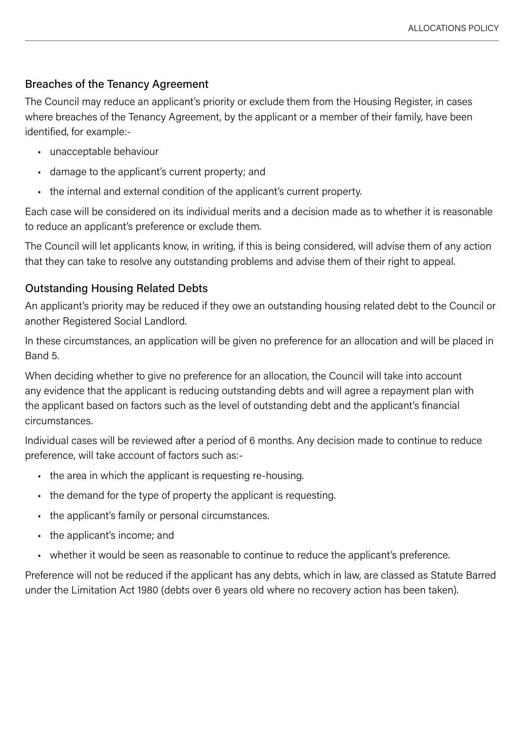## Breaches of the Tenancy Agreement

The Council may reduce an applicant's priority or exclude them from the Housing Register, in cases where breaches of the Tenancy Agreement, by the applicant or a member of their family, have been identified, for example:-

- unacceptable behaviour
- damage to the applicant's current property; and
- the internal and external condition of the applicant's current property.

Each case will be considered on its individual merits and a decision made as to whether it is reasonable to reduce an applicant's preference or exclude them.

The Council will let applicants know, in writing, if this is being considered, will advise them of any action that they can take to resolve any outstanding problems and advise them of their right to appeal.

## Outstanding Housing Related Debts

An applicant's priority may be reduced if they owe an outstanding housing related debt to the Council or another Registered Social Landlord.

In these circumstances, an application will be given no preference for an allocation and will be placed in Band 5.

When deciding whether to give no preference for an allocation, the Council will take into account any evidence that the applicant is reducing outstanding debts and will agree a repayment plan with the applicant based on factors such as the level of outstanding debt and the applicant's financial circumstances.

Individual cases will be reviewed after a period of 6 months. Any decision made to continue to reduce preference, will take account of factors such as:-

- the area in which the applicant is requesting re-housing.
- the demand for the type of property the applicant is requesting.
- the applicant's family or personal circumstances.
- the applicant's income; and
- whether it would be seen as reasonable to continue to reduce the applicant's preference.

Preference will not be reduced if the applicant has any debts, which in law, are classed as Statute Barred under the Limitation Act 1980 (debts over 6 years old where no recovery action has been taken).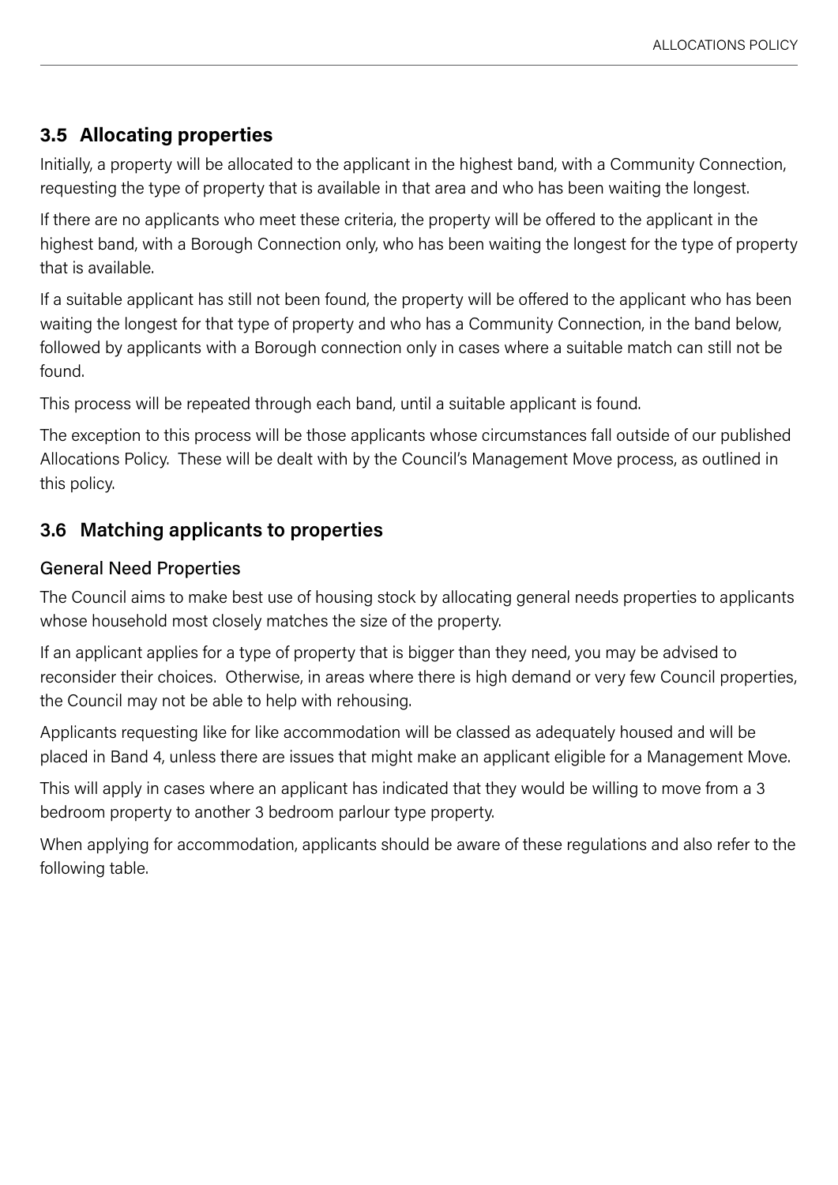## 3.5 Allocating properties

Initially, a property will be allocated to the applicant in the highest band, with a Community Connection, requesting the type of property that is available in that area and who has been waiting the longest.

If there are no applicants who meet these criteria, the property will be offered to the applicant in the highest band, with a Borough Connection only, who has been waiting the longest for the type of property that is available.

If a suitable applicant has still not been found, the property will be offered to the applicant who has been waiting the longest for that type of property and who has a Community Connection, in the band below, followed by applicants with a Borough connection only in cases where a suitable match can still not be found.

This process will be repeated through each band, until a suitable applicant is found.

The exception to this process will be those applicants whose circumstances fall outside of our published Allocations Policy. These will be dealt with by the Council's Management Move process, as outlined in this policy.

## 3.6 Matching applicants to properties

### General Need Properties

The Council aims to make best use of housing stock by allocating general needs properties to applicants whose household most closely matches the size of the property.

If an applicant applies for a type of property that is bigger than they need, you may be advised to reconsider their choices. Otherwise, in areas where there is high demand or very few Council properties, the Council may not be able to help with rehousing.

Applicants requesting like for like accommodation will be classed as adequately housed and will be placed in Band 4, unless there are issues that might make an applicant eligible for a Management Move.

This will apply in cases where an applicant has indicated that they would be willing to move from a 3 bedroom property to another 3 bedroom parlour type property.

When applying for accommodation, applicants should be aware of these regulations and also refer to the following table.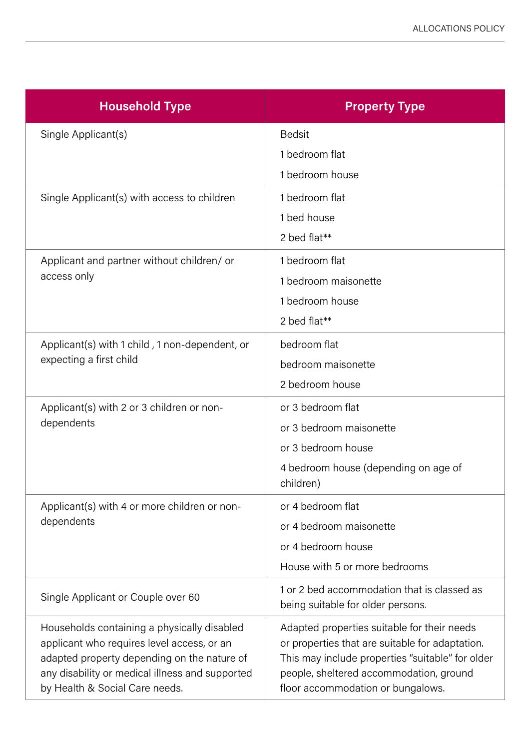| Household Type | Property Type |
|---|---|
| Single Applicant(s) | Bedsit<br>1 bedroom flat<br>1 bedroom house |
| Single Applicant(s) with access to children | 1 bedroom flat<br>1 bed house<br>2 bed flat** |
| Applicant and partner without children/ or access only | 1 bedroom flat<br>1 bedroom maisonette<br>1 bedroom house<br>2 bed flat** |
| Applicant(s) with 1 child , 1 non-dependent, or expecting a first child | bedroom flat<br>bedroom maisonette<br>2 bedroom house |
| Applicant(s) with 2 or 3 children or non-dependents | or 3 bedroom flat<br>or 3 bedroom maisonette<br>or 3 bedroom house<br>4 bedroom house (depending on age of children) |
| Applicant(s) with 4 or more children or non-dependents | or 4 bedroom flat<br>or 4 bedroom maisonette<br>or 4 bedroom house<br>House with 5 or more bedrooms |
| Single Applicant or Couple over 60 | 1 or 2 bed accommodation that is classed as being suitable for older persons. |
| Households containing a physically disabled applicant who requires level access, or an adapted property depending on the nature of any disability or medical illness and supported by Health & Social Care needs. | Adapted properties suitable for their needs or properties that are suitable for adaptation. This may include properties "suitable" for older people, sheltered accommodation, ground floor accommodation or bungalows. |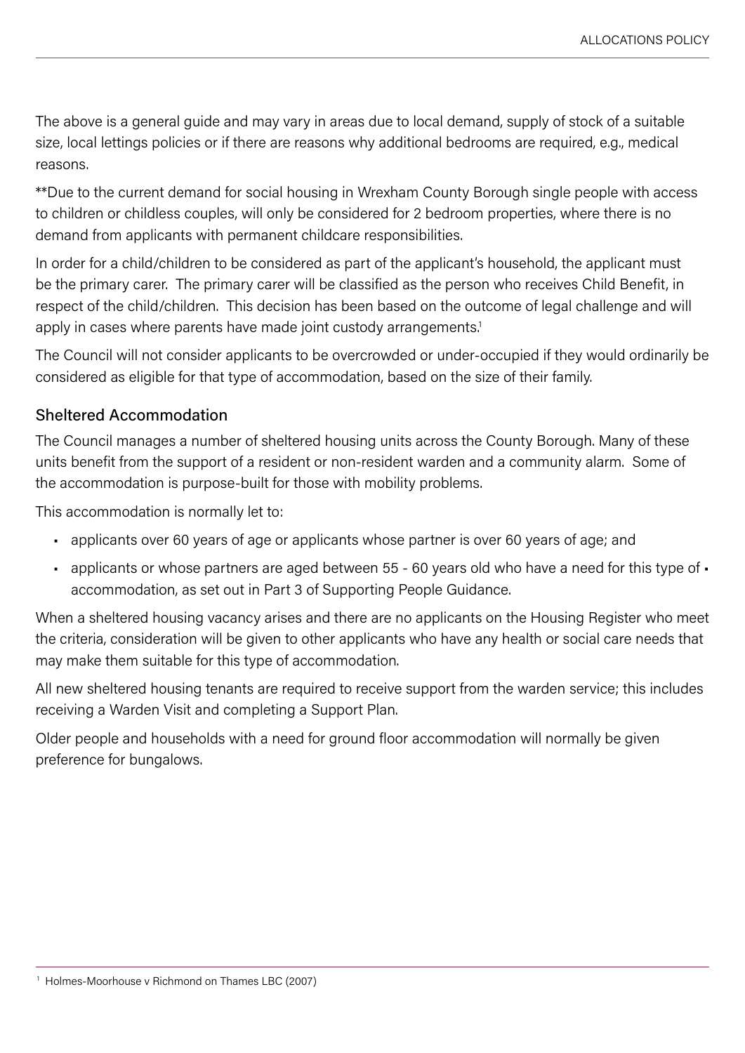The above is a general guide and may vary in areas due to local demand, supply of stock of a suitable size, local lettings policies or if there are reasons why additional bedrooms are required, e.g., medical reasons.

**Due to the current demand for social housing in Wrexham County Borough single people with access to children or childless couples, will only be considered for 2 bedroom properties, where there is no demand from applicants with permanent childcare responsibilities.

In order for a child/children to be considered as part of the applicant's household, the applicant must be the primary carer. The primary carer will be classified as the person who receives Child Benefit, in respect of the child/children. This decision has been based on the outcome of legal challenge and will apply in cases where parents have made joint custody arrangements.[1]

The Council will not consider applicants to be overcrowded or under-occupied if they would ordinarily be considered as eligible for that type of accommodation, based on the size of their family.

## Sheltered Accommodation

The Council manages a number of sheltered housing units across the County Borough. Many of these units benefit from the support of a resident or non-resident warden and a community alarm. Some of the accommodation is purpose-built for those with mobility problems.

This accommodation is normally let to:

- applicants over 60 years of age or applicants whose partner is over 60 years of age; and
- applicants or whose partners are aged between 55 - 60 years old who have a need for this type of accommodation, as set out in Part 3 of Supporting People Guidance.

When a sheltered housing vacancy arises and there are no applicants on the Housing Register who meet the criteria, consideration will be given to other applicants who have any health or social care needs that may make them suitable for this type of accommodation.

All new sheltered housing tenants are required to receive support from the warden service; this includes receiving a Warden Visit and completing a Support Plan.

Older people and households with a need for ground floor accommodation will normally be given preference for bungalows.

[1] Holmes-Moorhouse v Richmond on Thames LBC (2007)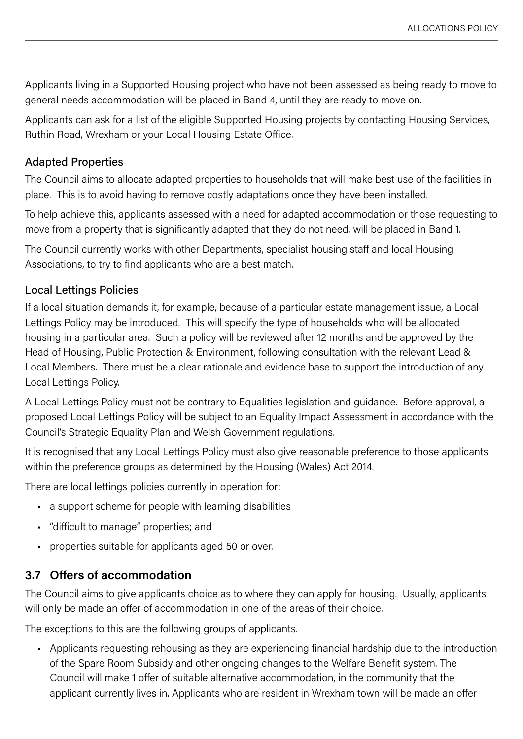Applicants living in a Supported Housing project who have not been assessed as being ready to move to general needs accommodation will be placed in Band 4, until they are ready to move on.

Applicants can ask for a list of the eligible Supported Housing projects by contacting Housing Services, Ruthin Road, Wrexham or your Local Housing Estate Office.

### Adapted Properties

The Council aims to allocate adapted properties to households that will make best use of the facilities in place. This is to avoid having to remove costly adaptations once they have been installed.

To help achieve this, applicants assessed with a need for adapted accommodation or those requesting to move from a property that is significantly adapted that they do not need, will be placed in Band 1.

The Council currently works with other Departments, specialist housing staff and local Housing Associations, to try to find applicants who are a best match.

### Local Lettings Policies

If a local situation demands it, for example, because of a particular estate management issue, a Local Lettings Policy may be introduced. This will specify the type of households who will be allocated housing in a particular area. Such a policy will be reviewed after 12 months and be approved by the Head of Housing, Public Protection & Environment, following consultation with the relevant Lead & Local Members. There must be a clear rationale and evidence base to support the introduction of any Local Lettings Policy.

A Local Lettings Policy must not be contrary to Equalities legislation and guidance. Before approval, a proposed Local Lettings Policy will be subject to an Equality Impact Assessment in accordance with the Council's Strategic Equality Plan and Welsh Government regulations.

It is recognised that any Local Lettings Policy must also give reasonable preference to those applicants within the preference groups as determined by the Housing (Wales) Act 2014.

There are local lettings policies currently in operation for:

- a support scheme for people with learning disabilities
- "difficult to manage" properties; and
- properties suitable for applicants aged 50 or over.

## 3.7 Offers of accommodation

The Council aims to give applicants choice as to where they can apply for housing. Usually, applicants will only be made an offer of accommodation in one of the areas of their choice.

The exceptions to this are the following groups of applicants.

- Applicants requesting rehousing as they are experiencing financial hardship due to the introduction of the Spare Room Subsidy and other ongoing changes to the Welfare Benefit system. The Council will make 1 offer of suitable alternative accommodation, in the community that the applicant currently lives in. Applicants who are resident in Wrexham town will be made an offer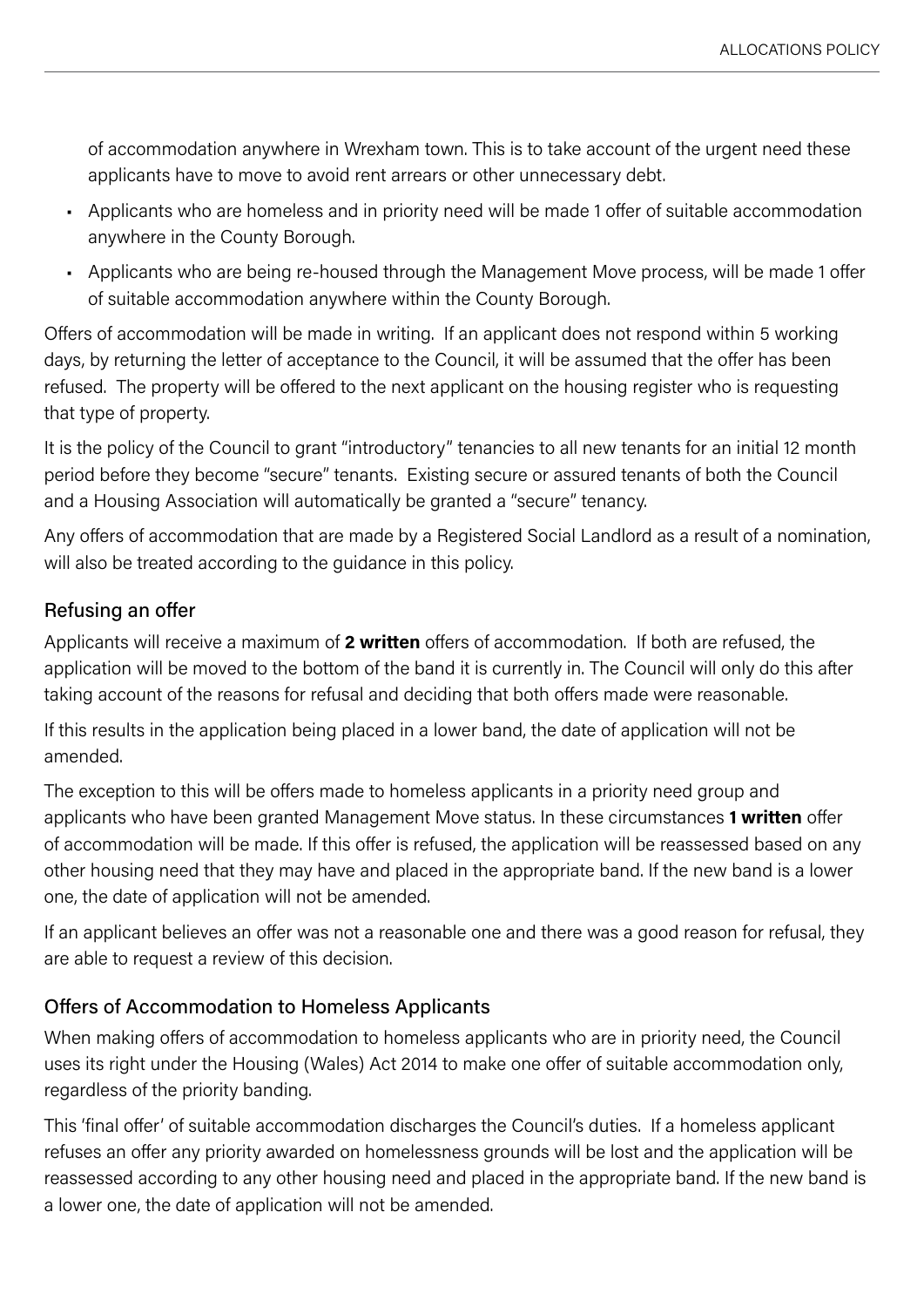of accommodation anywhere in Wrexham town. This is to take account of the urgent need these applicants have to move to avoid rent arrears or other unnecessary debt.

- Applicants who are homeless and in priority need will be made 1 offer of suitable accommodation anywhere in the County Borough.
- Applicants who are being re-housed through the Management Move process, will be made 1 offer of suitable accommodation anywhere within the County Borough.

Offers of accommodation will be made in writing. If an applicant does not respond within 5 working days, by returning the letter of acceptance to the Council, it will be assumed that the offer has been refused. The property will be offered to the next applicant on the housing register who is requesting that type of property.

It is the policy of the Council to grant "introductory" tenancies to all new tenants for an initial 12 month period before they become "secure" tenants. Existing secure or assured tenants of both the Council and a Housing Association will automatically be granted a "secure" tenancy.

Any offers of accommodation that are made by a Registered Social Landlord as a result of a nomination, will also be treated according to the guidance in this policy.

## Refusing an offer

Applicants will receive a maximum of **2 written** offers of accommodation. If both are refused, the application will be moved to the bottom of the band it is currently in. The Council will only do this after taking account of the reasons for refusal and deciding that both offers made were reasonable.

If this results in the application being placed in a lower band, the date of application will not be amended.

The exception to this will be offers made to homeless applicants in a priority need group and applicants who have been granted Management Move status. In these circumstances **1 written** offer of accommodation will be made. If this offer is refused, the application will be reassessed based on any other housing need that they may have and placed in the appropriate band. If the new band is a lower one, the date of application will not be amended.

If an applicant believes an offer was not a reasonable one and there was a good reason for refusal, they are able to request a review of this decision.

## Offers of Accommodation to Homeless Applicants

When making offers of accommodation to homeless applicants who are in priority need, the Council uses its right under the Housing (Wales) Act 2014 to make one offer of suitable accommodation only, regardless of the priority banding.

This 'final offer' of suitable accommodation discharges the Council's duties. If a homeless applicant refuses an offer any priority awarded on homelessness grounds will be lost and the application will be reassessed according to any other housing need and placed in the appropriate band. If the new band is a lower one, the date of application will not be amended.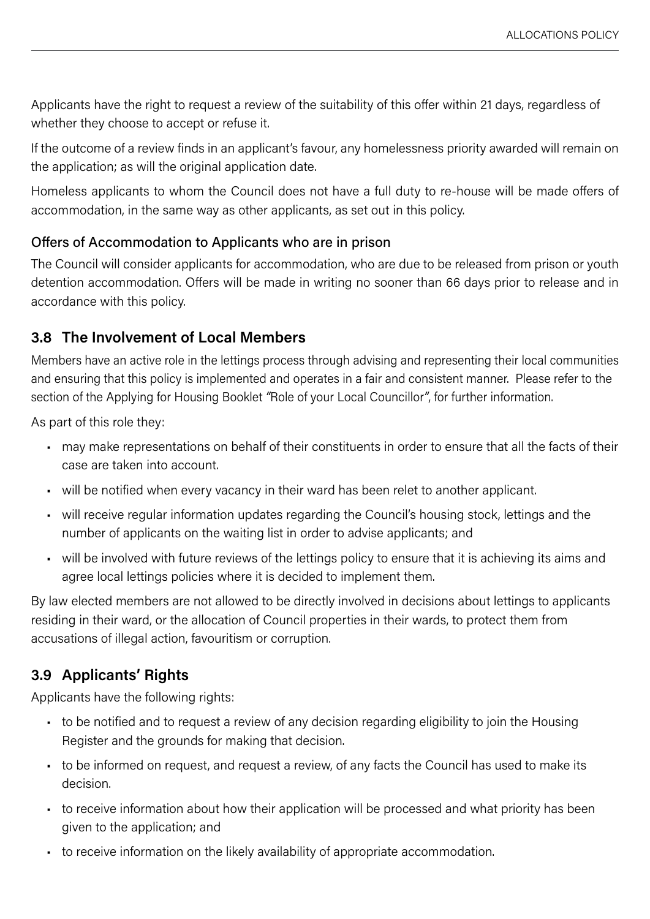Applicants have the right to request a review of the suitability of this offer within 21 days, regardless of whether they choose to accept or refuse it.

If the outcome of a review finds in an applicant's favour, any homelessness priority awarded will remain on the application; as will the original application date.

Homeless applicants to whom the Council does not have a full duty to re-house will be made offers of accommodation, in the same way as other applicants, as set out in this policy.

### Offers of Accommodation to Applicants who are in prison

The Council will consider applicants for accommodation, who are due to be released from prison or youth detention accommodation. Offers will be made in writing no sooner than 66 days prior to release and in accordance with this policy.

## 3.8 The Involvement of Local Members

Members have an active role in the lettings process through advising and representing their local communities and ensuring that this policy is implemented and operates in a fair and consistent manner. Please refer to the section of the Applying for Housing Booklet *"Role of your Local Councillor"*, for further information.

As part of this role they:

- may make representations on behalf of their constituents in order to ensure that all the facts of their case are taken into account.
- will be notified when every vacancy in their ward has been relet to another applicant.
- will receive regular information updates regarding the Council's housing stock, lettings and the number of applicants on the waiting list in order to advise applicants; and
- will be involved with future reviews of the lettings policy to ensure that it is achieving its aims and agree local lettings policies where it is decided to implement them.

By law elected members are not allowed to be directly involved in decisions about lettings to applicants residing in their ward, or the allocation of Council properties in their wards, to protect them from accusations of illegal action, favouritism or corruption.

## 3.9 Applicants' Rights

Applicants have the following rights:

- to be notified and to request a review of any decision regarding eligibility to join the Housing Register and the grounds for making that decision.
- to be informed on request, and request a review, of any facts the Council has used to make its decision.
- to receive information about how their application will be processed and what priority has been given to the application; and
- to receive information on the likely availability of appropriate accommodation.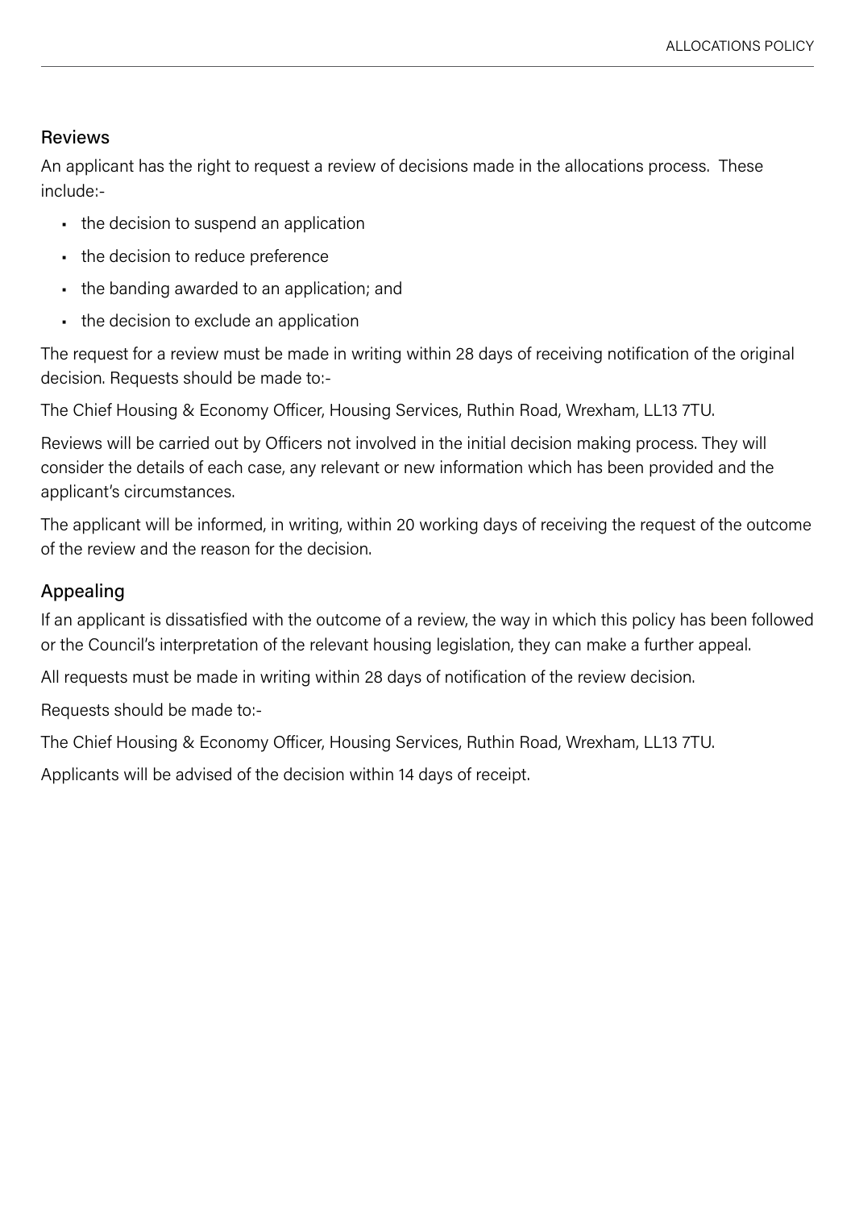## Reviews

An applicant has the right to request a review of decisions made in the allocations process. These include:-

- the decision to suspend an application
- the decision to reduce preference
- the banding awarded to an application; and
- the decision to exclude an application

The request for a review must be made in writing within 28 days of receiving notification of the original decision. Requests should be made to:-

The Chief Housing & Economy Officer, Housing Services, Ruthin Road, Wrexham, LL13 7TU.

Reviews will be carried out by Officers not involved in the initial decision making process. They will consider the details of each case, any relevant or new information which has been provided and the applicant's circumstances.

The applicant will be informed, in writing, within 20 working days of receiving the request of the outcome of the review and the reason for the decision.

## Appealing

If an applicant is dissatisfied with the outcome of a review, the way in which this policy has been followed or the Council's interpretation of the relevant housing legislation, they can make a further appeal.

All requests must be made in writing within 28 days of notification of the review decision.

Requests should be made to:-

The Chief Housing & Economy Officer, Housing Services, Ruthin Road, Wrexham, LL13 7TU.

Applicants will be advised of the decision within 14 days of receipt.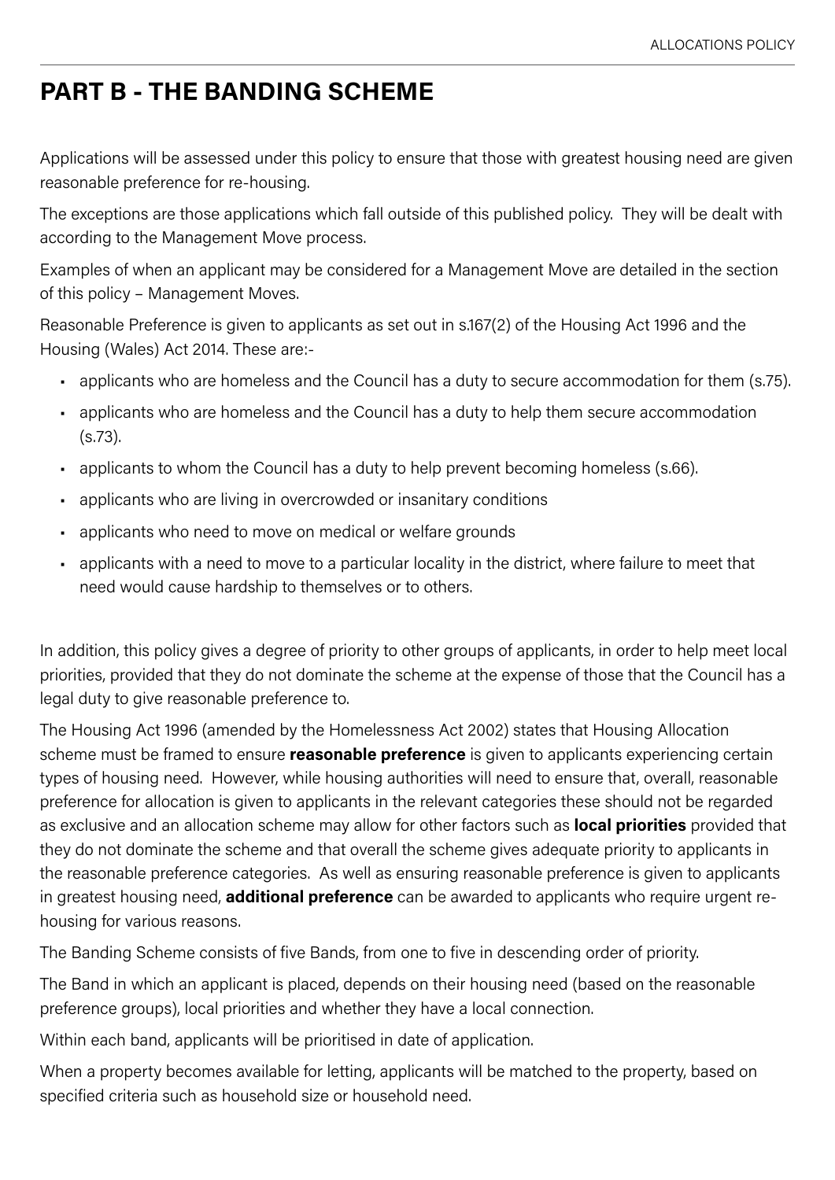# PART B - THE BANDING SCHEME

Applications will be assessed under this policy to ensure that those with greatest housing need are given reasonable preference for re-housing.

The exceptions are those applications which fall outside of this published policy. They will be dealt with according to the Management Move process.

Examples of when an applicant may be considered for a Management Move are detailed in the section of this policy – Management Moves.

Reasonable Preference is given to applicants as set out in s.167(2) of the Housing Act 1996 and the Housing (Wales) Act 2014. These are:-

- applicants who are homeless and the Council has a duty to secure accommodation for them (s.75).
- applicants who are homeless and the Council has a duty to help them secure accommodation (s.73).
- applicants to whom the Council has a duty to help prevent becoming homeless (s.66).
- applicants who are living in overcrowded or insanitary conditions
- applicants who need to move on medical or welfare grounds
- applicants with a need to move to a particular locality in the district, where failure to meet that need would cause hardship to themselves or to others.

In addition, this policy gives a degree of priority to other groups of applicants, in order to help meet local priorities, provided that they do not dominate the scheme at the expense of those that the Council has a legal duty to give reasonable preference to.

The Housing Act 1996 (amended by the Homelessness Act 2002) states that Housing Allocation scheme must be framed to ensure **reasonable preference** is given to applicants experiencing certain types of housing need. However, while housing authorities will need to ensure that, overall, reasonable preference for allocation is given to applicants in the relevant categories these should not be regarded as exclusive and an allocation scheme may allow for other factors such as **local priorities** provided that they do not dominate the scheme and that overall the scheme gives adequate priority to applicants in the reasonable preference categories. As well as ensuring reasonable preference is given to applicants in greatest housing need, **additional preference** can be awarded to applicants who require urgent re-housing for various reasons.

The Banding Scheme consists of five Bands, from one to five in descending order of priority.

The Band in which an applicant is placed, depends on their housing need (based on the reasonable preference groups), local priorities and whether they have a local connection.

Within each band, applicants will be prioritised in date of application.

When a property becomes available for letting, applicants will be matched to the property, based on specified criteria such as household size or household need.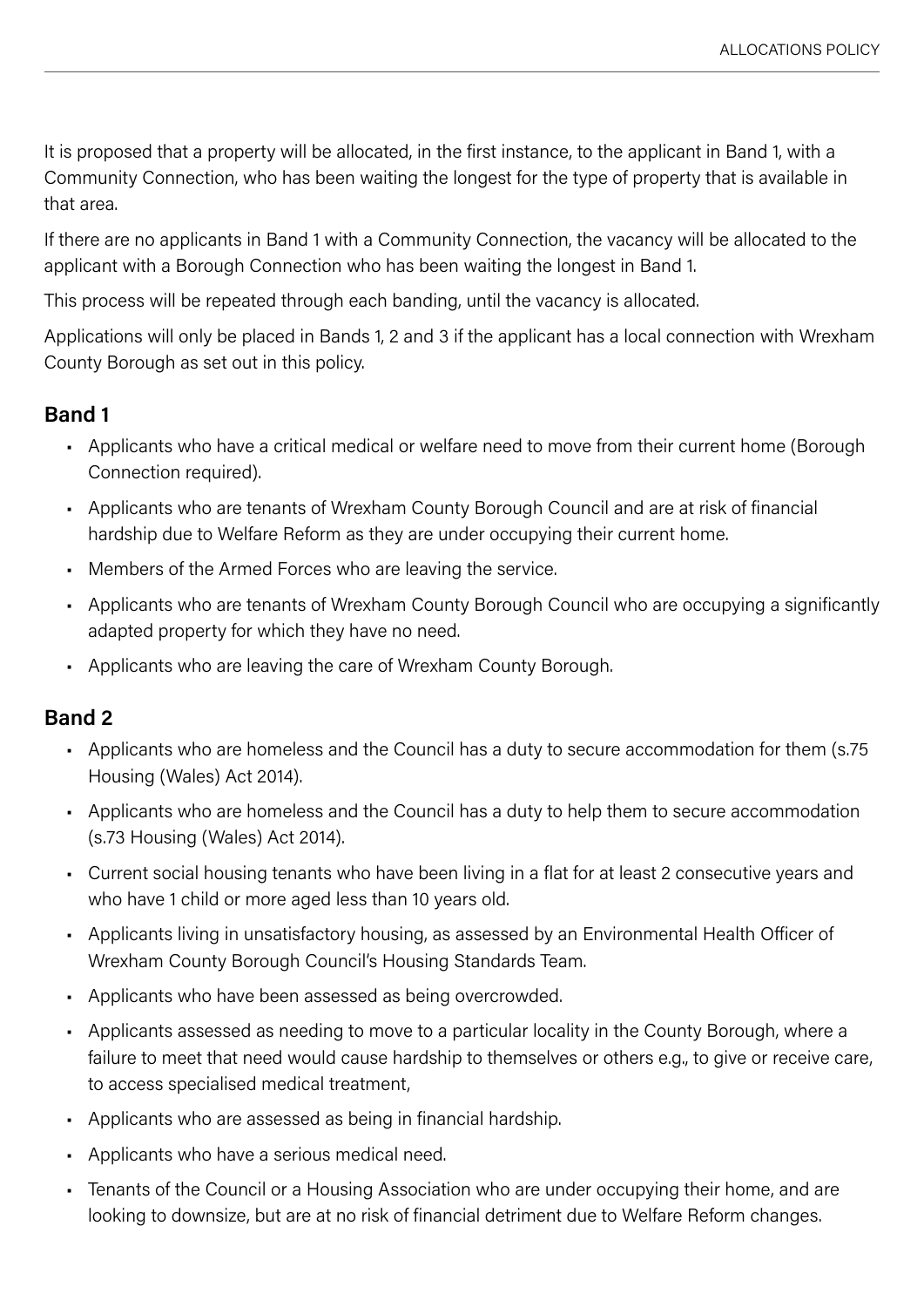It is proposed that a property will be allocated, in the first instance, to the applicant in Band 1, with a Community Connection, who has been waiting the longest for the type of property that is available in that area.

If there are no applicants in Band 1 with a Community Connection, the vacancy will be allocated to the applicant with a Borough Connection who has been waiting the longest in Band 1.

This process will be repeated through each banding, until the vacancy is allocated.

Applications will only be placed in Bands 1, 2 and 3 if the applicant has a local connection with Wrexham County Borough as set out in this policy.

## Band 1

- Applicants who have a critical medical or welfare need to move from their current home (Borough Connection required).
- Applicants who are tenants of Wrexham County Borough Council and are at risk of financial hardship due to Welfare Reform as they are under occupying their current home.
- Members of the Armed Forces who are leaving the service.
- Applicants who are tenants of Wrexham County Borough Council who are occupying a significantly adapted property for which they have no need.
- Applicants who are leaving the care of Wrexham County Borough.

## Band 2

- Applicants who are homeless and the Council has a duty to secure accommodation for them (s.75 Housing (Wales) Act 2014).
- Applicants who are homeless and the Council has a duty to help them to secure accommodation (s.73 Housing (Wales) Act 2014).
- Current social housing tenants who have been living in a flat for at least 2 consecutive years and who have 1 child or more aged less than 10 years old.
- Applicants living in unsatisfactory housing, as assessed by an Environmental Health Officer of Wrexham County Borough Council's Housing Standards Team.
- Applicants who have been assessed as being overcrowded.
- Applicants assessed as needing to move to a particular locality in the County Borough, where a failure to meet that need would cause hardship to themselves or others e.g., to give or receive care, to access specialised medical treatment,
- Applicants who are assessed as being in financial hardship.
- Applicants who have a serious medical need.
- Tenants of the Council or a Housing Association who are under occupying their home, and are looking to downsize, but are at no risk of financial detriment due to Welfare Reform changes.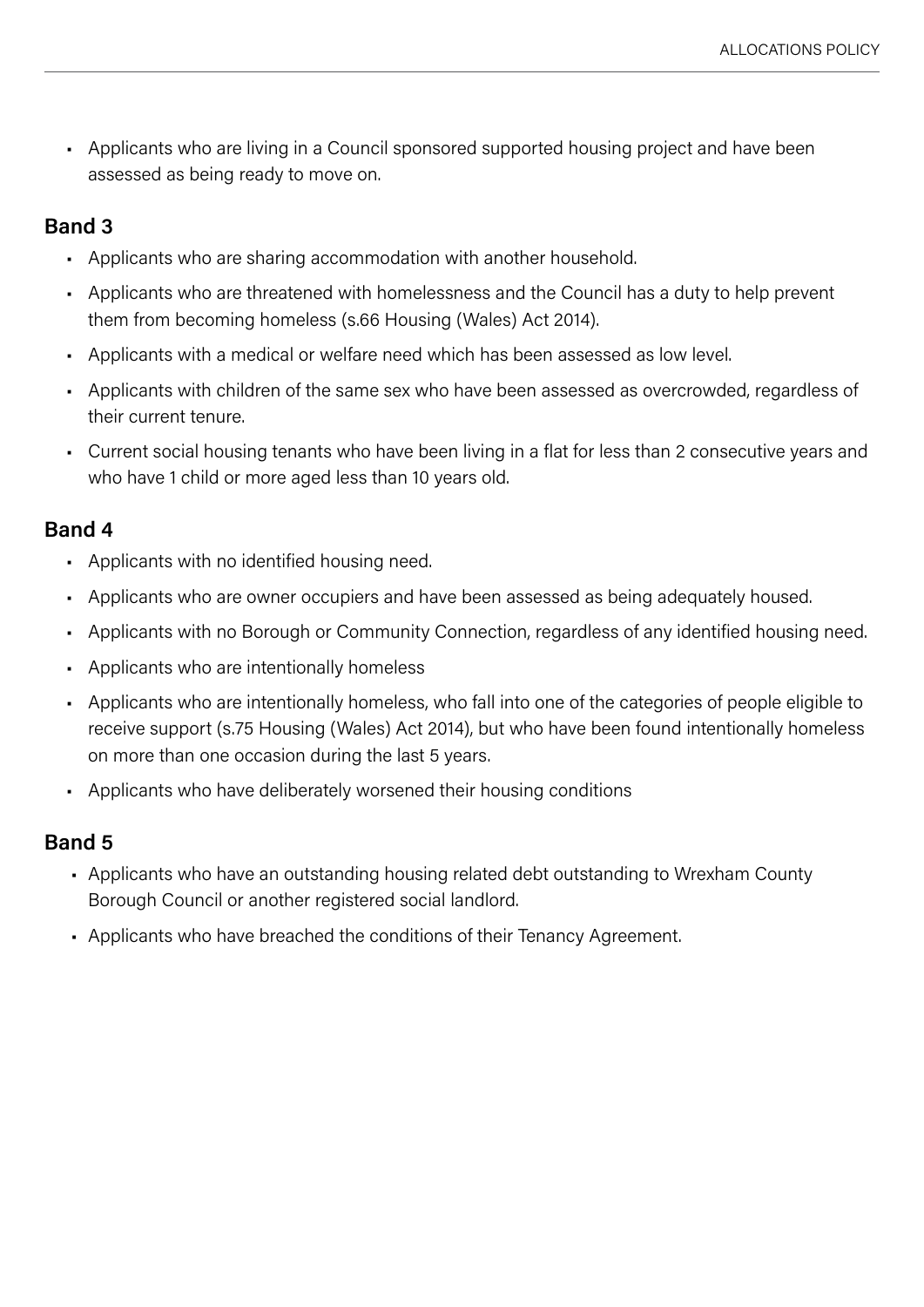- Applicants who are living in a Council sponsored supported housing project and have been assessed as being ready to move on.

## Band 3

- Applicants who are sharing accommodation with another household.
- Applicants who are threatened with homelessness and the Council has a duty to help prevent them from becoming homeless (s.66 Housing (Wales) Act 2014).
- Applicants with a medical or welfare need which has been assessed as low level.
- Applicants with children of the same sex who have been assessed as overcrowded, regardless of their current tenure.
- Current social housing tenants who have been living in a flat for less than 2 consecutive years and who have 1 child or more aged less than 10 years old.

## Band 4

- Applicants with no identified housing need.
- Applicants who are owner occupiers and have been assessed as being adequately housed.
- Applicants with no Borough or Community Connection, regardless of any identified housing need.
- Applicants who are intentionally homeless
- Applicants who are intentionally homeless, who fall into one of the categories of people eligible to receive support (s.75 Housing (Wales) Act 2014), but who have been found intentionally homeless on more than one occasion during the last 5 years.
- Applicants who have deliberately worsened their housing conditions

## Band 5

- Applicants who have an outstanding housing related debt outstanding to Wrexham County Borough Council or another registered social landlord.
- Applicants who have breached the conditions of their Tenancy Agreement.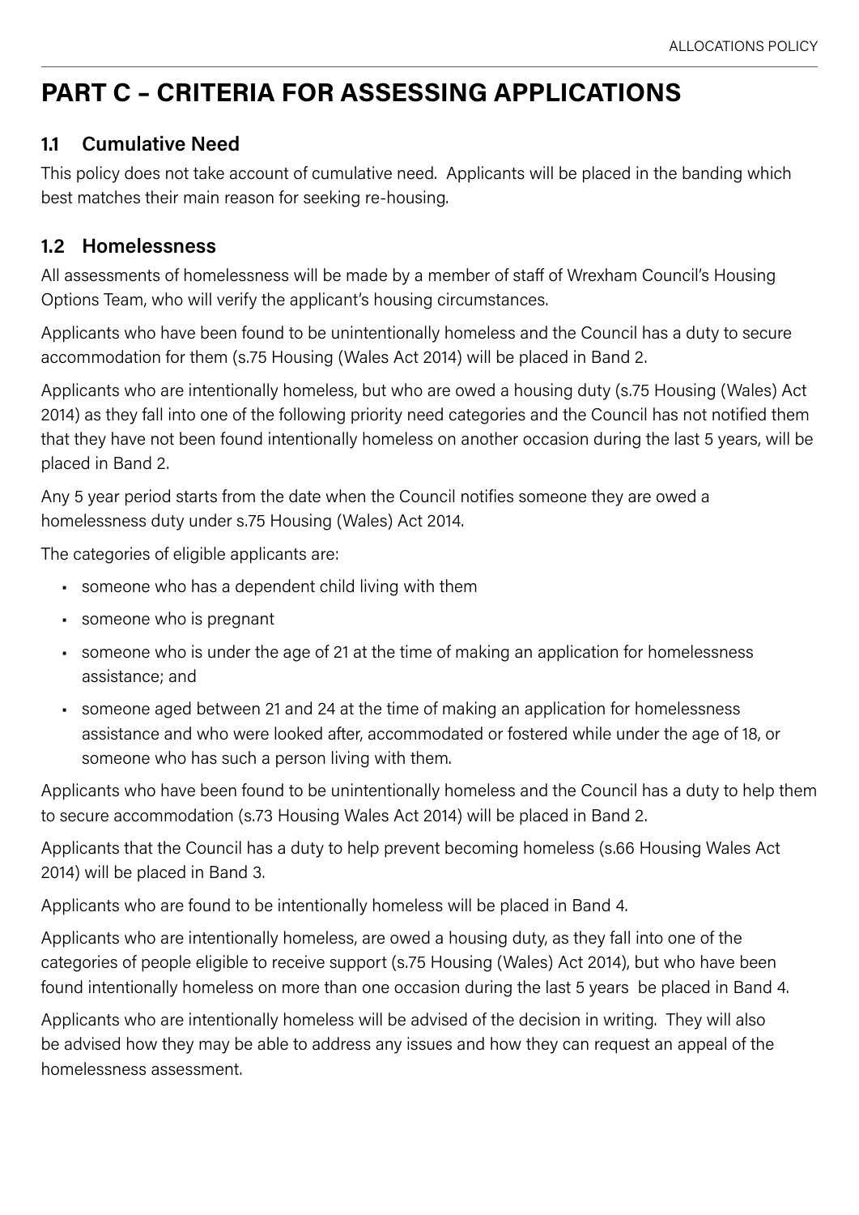# PART C – CRITERIA FOR ASSESSING APPLICATIONS

## 1.1 Cumulative Need

This policy does not take account of cumulative need. Applicants will be placed in the banding which best matches their main reason for seeking re-housing.

## 1.2 Homelessness

All assessments of homelessness will be made by a member of staff of Wrexham Council's Housing Options Team, who will verify the applicant's housing circumstances.

Applicants who have been found to be unintentionally homeless and the Council has a duty to secure accommodation for them (s.75 Housing (Wales Act 2014) will be placed in Band 2.

Applicants who are intentionally homeless, but who are owed a housing duty (s.75 Housing (Wales) Act 2014) as they fall into one of the following priority need categories and the Council has not notified them that they have not been found intentionally homeless on another occasion during the last 5 years, will be placed in Band 2.

Any 5 year period starts from the date when the Council notifies someone they are owed a homelessness duty under s.75 Housing (Wales) Act 2014.

The categories of eligible applicants are:

- someone who has a dependent child living with them
- someone who is pregnant
- someone who is under the age of 21 at the time of making an application for homelessness assistance; and
- someone aged between 21 and 24 at the time of making an application for homelessness assistance and who were looked after, accommodated or fostered while under the age of 18, or someone who has such a person living with them.

Applicants who have been found to be unintentionally homeless and the Council has a duty to help them to secure accommodation (s.73 Housing Wales Act 2014) will be placed in Band 2.

Applicants that the Council has a duty to help prevent becoming homeless (s.66 Housing Wales Act 2014) will be placed in Band 3.

Applicants who are found to be intentionally homeless will be placed in Band 4.

Applicants who are intentionally homeless, are owed a housing duty, as they fall into one of the categories of people eligible to receive support (s.75 Housing (Wales) Act 2014), but who have been found intentionally homeless on more than one occasion during the last 5 years be placed in Band 4.

Applicants who are intentionally homeless will be advised of the decision in writing. They will also be advised how they may be able to address any issues and how they can request an appeal of the homelessness assessment.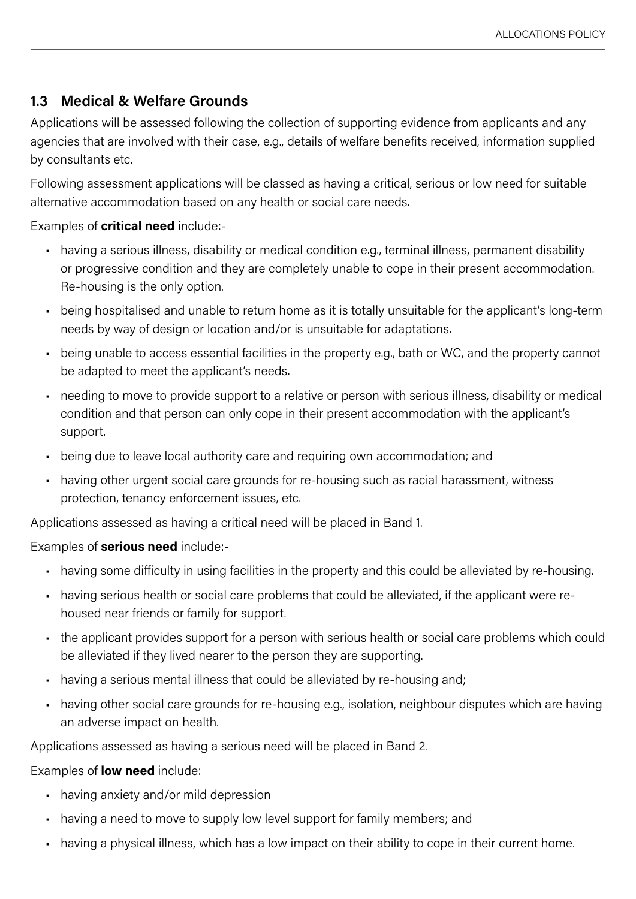## 1.3 Medical & Welfare Grounds

Applications will be assessed following the collection of supporting evidence from applicants and any agencies that are involved with their case, e.g., details of welfare benefits received, information supplied by consultants etc.

Following assessment applications will be classed as having a critical, serious or low need for suitable alternative accommodation based on any health or social care needs.

Examples of **critical need** include:-

- having a serious illness, disability or medical condition e.g., terminal illness, permanent disability or progressive condition and they are completely unable to cope in their present accommodation. Re-housing is the only option.
- being hospitalised and unable to return home as it is totally unsuitable for the applicant's long-term needs by way of design or location and/or is unsuitable for adaptations.
- being unable to access essential facilities in the property e.g., bath or WC, and the property cannot be adapted to meet the applicant's needs.
- needing to move to provide support to a relative or person with serious illness, disability or medical condition and that person can only cope in their present accommodation with the applicant's support.
- being due to leave local authority care and requiring own accommodation; and
- having other urgent social care grounds for re-housing such as racial harassment, witness protection, tenancy enforcement issues, etc.

Applications assessed as having a critical need will be placed in Band 1.

Examples of **serious need** include:-

- having some difficulty in using facilities in the property and this could be alleviated by re-housing.
- having serious health or social care problems that could be alleviated, if the applicant were re-housed near friends or family for support.
- the applicant provides support for a person with serious health or social care problems which could be alleviated if they lived nearer to the person they are supporting.
- having a serious mental illness that could be alleviated by re-housing and;
- having other social care grounds for re-housing e.g., isolation, neighbour disputes which are having an adverse impact on health.

Applications assessed as having a serious need will be placed in Band 2.

Examples of **low need** include:

- having anxiety and/or mild depression
- having a need to move to supply low level support for family members; and
- having a physical illness, which has a low impact on their ability to cope in their current home.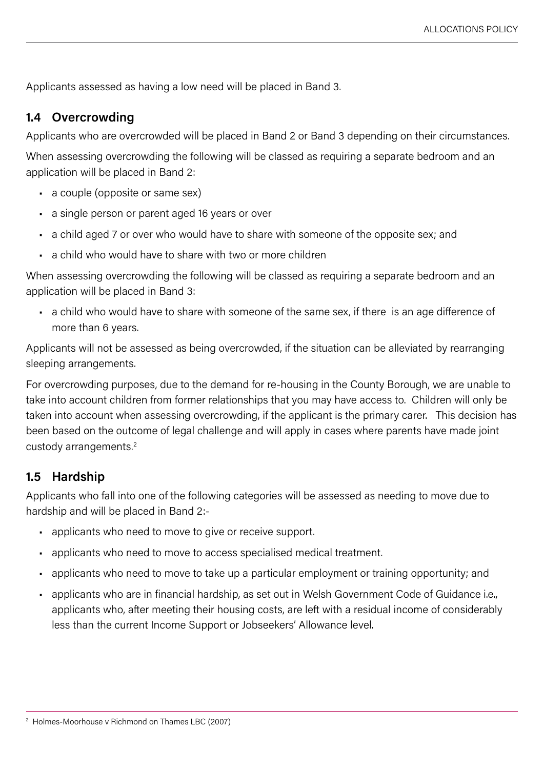Applicants assessed as having a low need will be placed in Band 3.

## 1.4 Overcrowding

Applicants who are overcrowded will be placed in Band 2 or Band 3 depending on their circumstances.

When assessing overcrowding the following will be classed as requiring a separate bedroom and an application will be placed in Band 2:

- a couple (opposite or same sex)
- a single person or parent aged 16 years or over
- a child aged 7 or over who would have to share with someone of the opposite sex; and
- a child who would have to share with two or more children

When assessing overcrowding the following will be classed as requiring a separate bedroom and an application will be placed in Band 3:

- a child who would have to share with someone of the same sex, if there is an age difference of more than 6 years.

Applicants will not be assessed as being overcrowded, if the situation can be alleviated by rearranging sleeping arrangements.

For overcrowding purposes, due to the demand for re-housing in the County Borough, we are unable to take into account children from former relationships that you may have access to. Children will only be taken into account when assessing overcrowding, if the applicant is the primary carer. This decision has been based on the outcome of legal challenge and will apply in cases where parents have made joint custody arrangements.[2]

## 1.5 Hardship

Applicants who fall into one of the following categories will be assessed as needing to move due to hardship and will be placed in Band 2:-

- applicants who need to move to give or receive support.
- applicants who need to move to access specialised medical treatment.
- applicants who need to move to take up a particular employment or training opportunity; and
- applicants who are in financial hardship, as set out in Welsh Government Code of Guidance i.e., applicants who, after meeting their housing costs, are left with a residual income of considerably less than the current Income Support or Jobseekers' Allowance level.

[2] Holmes-Moorhouse v Richmond on Thames LBC (2007)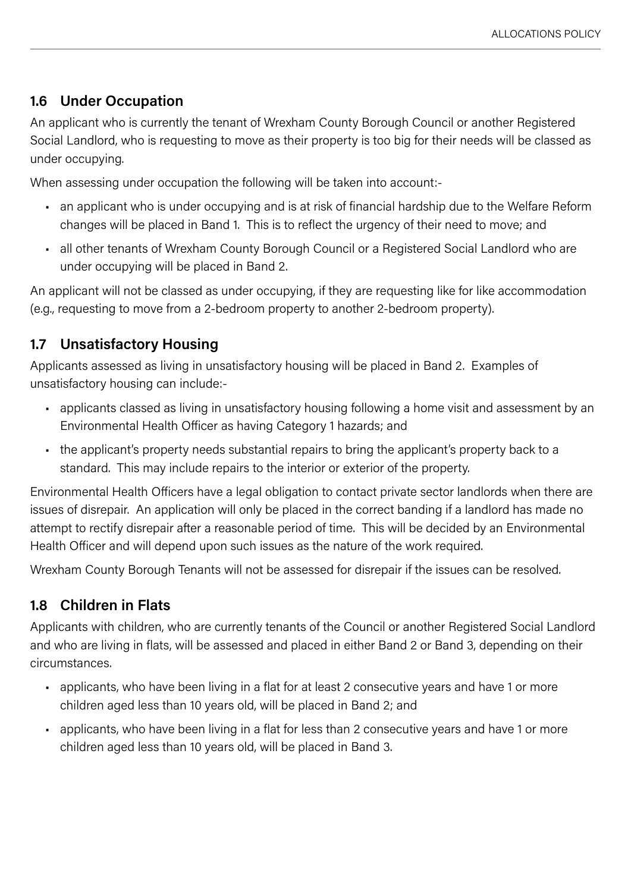## 1.6 Under Occupation

An applicant who is currently the tenant of Wrexham County Borough Council or another Registered Social Landlord, who is requesting to move as their property is too big for their needs will be classed as under occupying.

When assessing under occupation the following will be taken into account:-

- an applicant who is under occupying and is at risk of financial hardship due to the Welfare Reform changes will be placed in Band 1. This is to reflect the urgency of their need to move; and
- all other tenants of Wrexham County Borough Council or a Registered Social Landlord who are under occupying will be placed in Band 2.

An applicant will not be classed as under occupying, if they are requesting like for like accommodation (e.g., requesting to move from a 2-bedroom property to another 2-bedroom property).

## 1.7 Unsatisfactory Housing

Applicants assessed as living in unsatisfactory housing will be placed in Band 2. Examples of unsatisfactory housing can include:-

- applicants classed as living in unsatisfactory housing following a home visit and assessment by an Environmental Health Officer as having Category 1 hazards; and
- the applicant's property needs substantial repairs to bring the applicant's property back to a standard. This may include repairs to the interior or exterior of the property.

Environmental Health Officers have a legal obligation to contact private sector landlords when there are issues of disrepair. An application will only be placed in the correct banding if a landlord has made no attempt to rectify disrepair after a reasonable period of time. This will be decided by an Environmental Health Officer and will depend upon such issues as the nature of the work required.

Wrexham County Borough Tenants will not be assessed for disrepair if the issues can be resolved.

## 1.8 Children in Flats

Applicants with children, who are currently tenants of the Council or another Registered Social Landlord and who are living in flats, will be assessed and placed in either Band 2 or Band 3, depending on their circumstances.

- applicants, who have been living in a flat for at least 2 consecutive years and have 1 or more children aged less than 10 years old, will be placed in Band 2; and
- applicants, who have been living in a flat for less than 2 consecutive years and have 1 or more children aged less than 10 years old, will be placed in Band 3.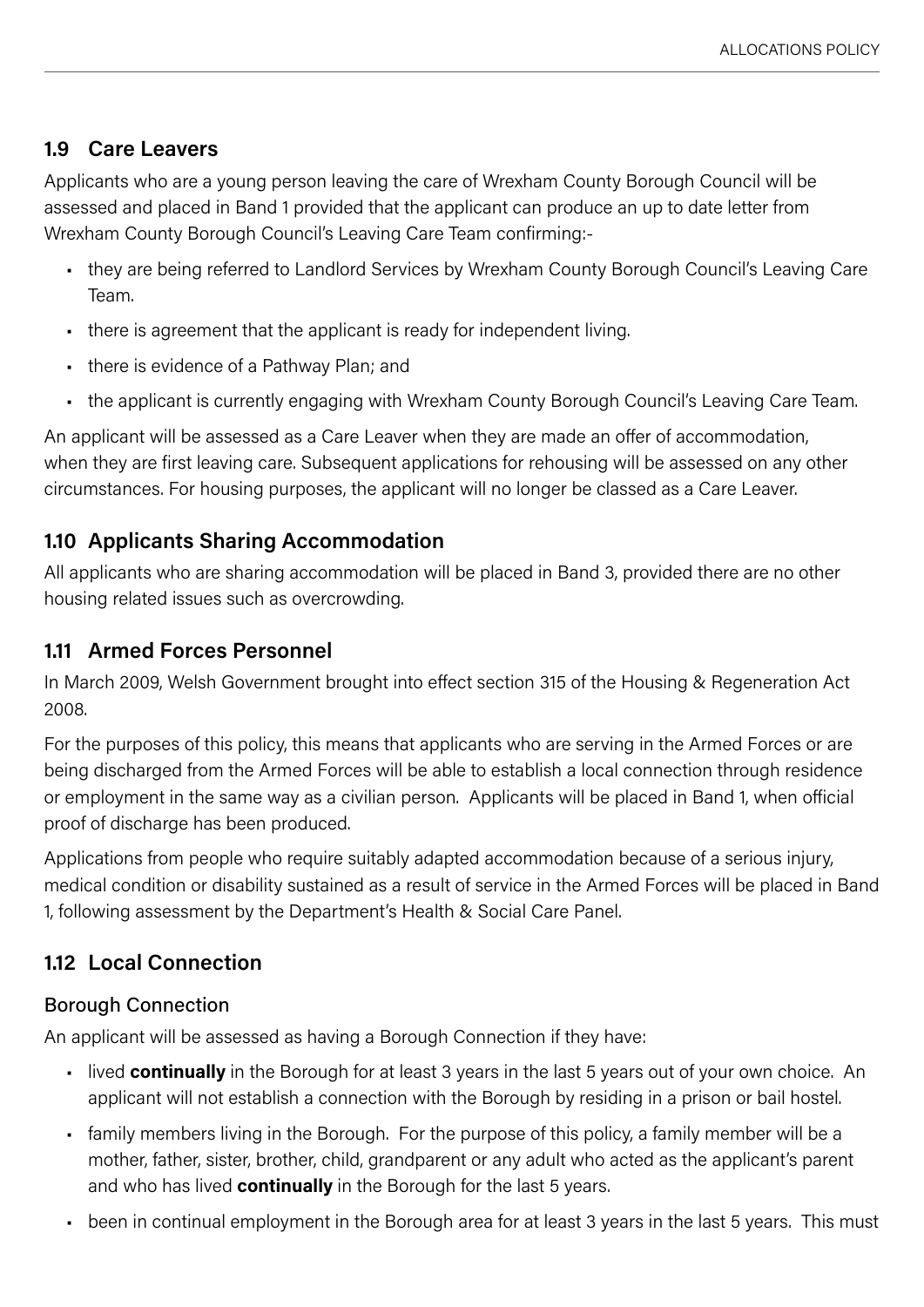## 1.9 Care Leavers

Applicants who are a young person leaving the care of Wrexham County Borough Council will be assessed and placed in Band 1 provided that the applicant can produce an up to date letter from Wrexham County Borough Council's Leaving Care Team confirming:-

- they are being referred to Landlord Services by Wrexham County Borough Council's Leaving Care Team.
- there is agreement that the applicant is ready for independent living.
- there is evidence of a Pathway Plan; and
- the applicant is currently engaging with Wrexham County Borough Council's Leaving Care Team.

An applicant will be assessed as a Care Leaver when they are made an offer of accommodation, when they are first leaving care. Subsequent applications for rehousing will be assessed on any other circumstances. For housing purposes, the applicant will no longer be classed as a Care Leaver.

## 1.10 Applicants Sharing Accommodation

All applicants who are sharing accommodation will be placed in Band 3, provided there are no other housing related issues such as overcrowding.

## 1.11 Armed Forces Personnel

In March 2009, Welsh Government brought into effect section 315 of the Housing & Regeneration Act 2008.

For the purposes of this policy, this means that applicants who are serving in the Armed Forces or are being discharged from the Armed Forces will be able to establish a local connection through residence or employment in the same way as a civilian person. Applicants will be placed in Band 1, when official proof of discharge has been produced.

Applications from people who require suitably adapted accommodation because of a serious injury, medical condition or disability sustained as a result of service in the Armed Forces will be placed in Band 1, following assessment by the Department's Health & Social Care Panel.

## 1.12 Local Connection

### Borough Connection

An applicant will be assessed as having a Borough Connection if they have:

- lived **continually** in the Borough for at least 3 years in the last 5 years out of your own choice. An applicant will not establish a connection with the Borough by residing in a prison or bail hostel.
- family members living in the Borough. For the purpose of this policy, a family member will be a mother, father, sister, brother, child, grandparent or any adult who acted as the applicant's parent and who has lived **continually** in the Borough for the last 5 years.
- been in continual employment in the Borough area for at least 3 years in the last 5 years. This must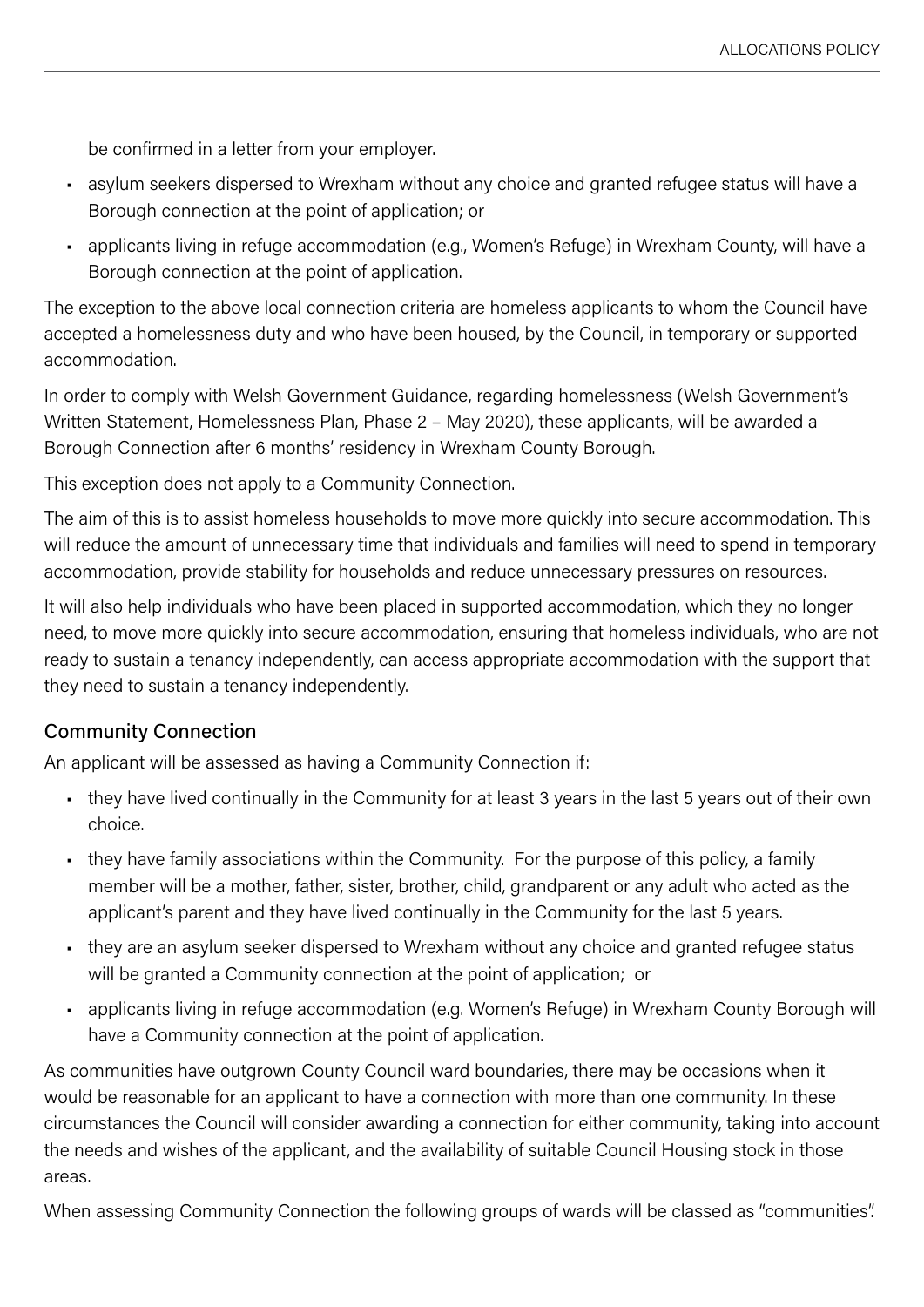be confirmed in a letter from your employer.

- asylum seekers dispersed to Wrexham without any choice and granted refugee status will have a Borough connection at the point of application; or
- applicants living in refuge accommodation (e.g., Women's Refuge) in Wrexham County, will have a Borough connection at the point of application.

The exception to the above local connection criteria are homeless applicants to whom the Council have accepted a homelessness duty and who have been housed, by the Council, in temporary or supported accommodation.

In order to comply with Welsh Government Guidance, regarding homelessness (Welsh Government's Written Statement, Homelessness Plan, Phase 2 – May 2020), these applicants, will be awarded a Borough Connection after 6 months' residency in Wrexham County Borough.

This exception does not apply to a Community Connection.

The aim of this is to assist homeless households to move more quickly into secure accommodation. This will reduce the amount of unnecessary time that individuals and families will need to spend in temporary accommodation, provide stability for households and reduce unnecessary pressures on resources.

It will also help individuals who have been placed in supported accommodation, which they no longer need, to move more quickly into secure accommodation, ensuring that homeless individuals, who are not ready to sustain a tenancy independently, can access appropriate accommodation with the support that they need to sustain a tenancy independently.

### Community Connection

An applicant will be assessed as having a Community Connection if:

- they have lived continually in the Community for at least 3 years in the last 5 years out of their own choice.
- they have family associations within the Community. For the purpose of this policy, a family member will be a mother, father, sister, brother, child, grandparent or any adult who acted as the applicant's parent and they have lived continually in the Community for the last 5 years.
- they are an asylum seeker dispersed to Wrexham without any choice and granted refugee status will be granted a Community connection at the point of application; or
- applicants living in refuge accommodation (e.g. Women's Refuge) in Wrexham County Borough will have a Community connection at the point of application.

As communities have outgrown County Council ward boundaries, there may be occasions when it would be reasonable for an applicant to have a connection with more than one community. In these circumstances the Council will consider awarding a connection for either community, taking into account the needs and wishes of the applicant, and the availability of suitable Council Housing stock in those areas.

When assessing Community Connection the following groups of wards will be classed as "communities".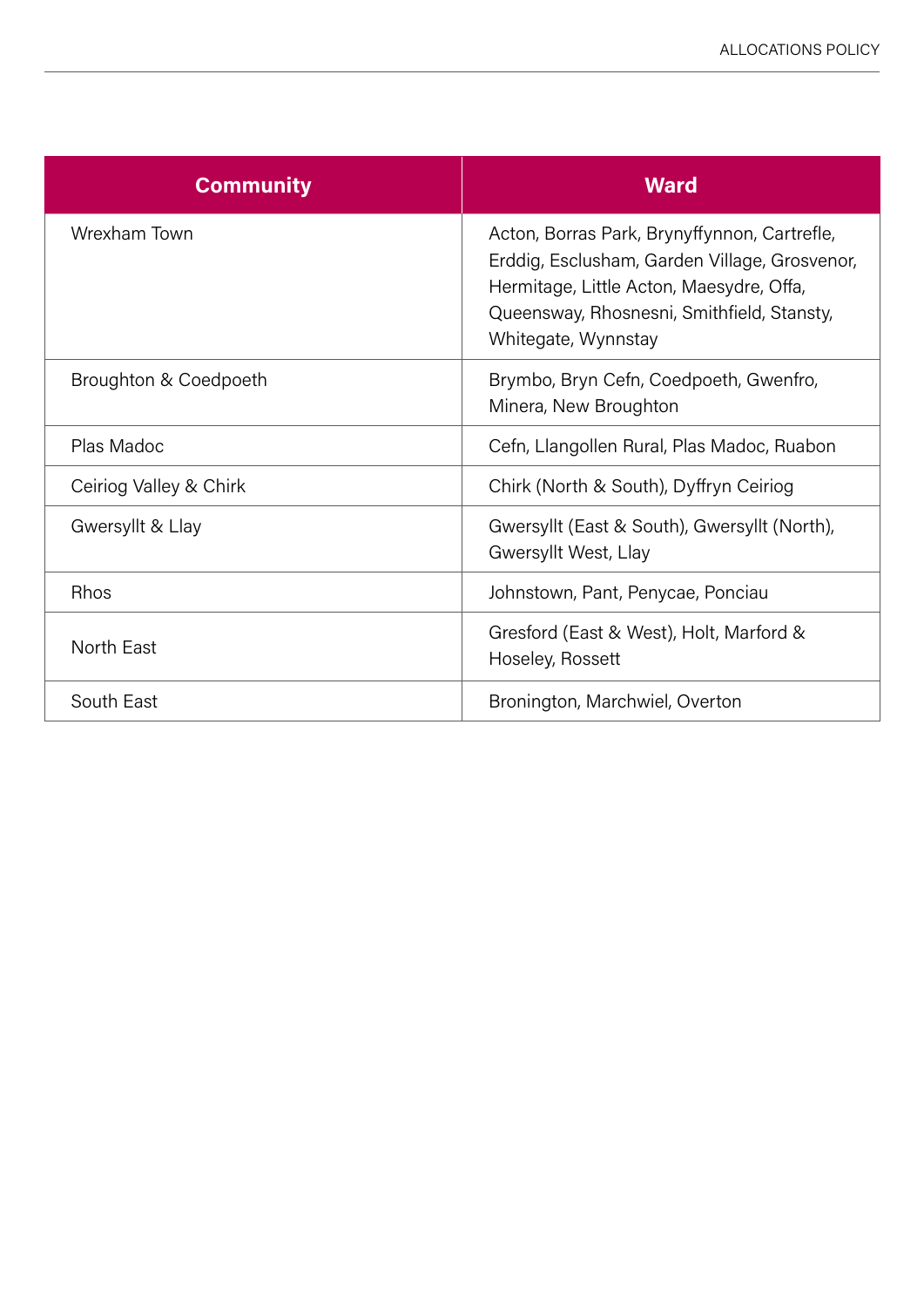| Community | Ward |
|---|---|
| Wrexham Town | Acton, Borras Park, Brynyffynnon, Cartrefle, Erddig, Esclusham, Garden Village, Grosvenor, Hermitage, Little Acton, Maesydre, Offa, Queensway, Rhosnesni, Smithfield, Stansty, Whitegate, Wynnstay |
| Broughton & Coedpoeth | Brymbo, Bryn Cefn, Coedpoeth, Gwenfro, Minera, New Broughton |
| Plas Madoc | Cefn, Llangollen Rural, Plas Madoc, Ruabon |
| Ceiriog Valley & Chirk | Chirk (North & South), Dyffryn Ceiriog |
| Gwersyllt & Llay | Gwersyllt (East & South), Gwersyllt (North), Gwersyllt West, Llay |
| Rhos | Johnstown, Pant, Penycae, Ponciau |
| North East | Gresford (East & West), Holt, Marford & Hoseley, Rossett |
| South East | Bronington, Marchwiel, Overton |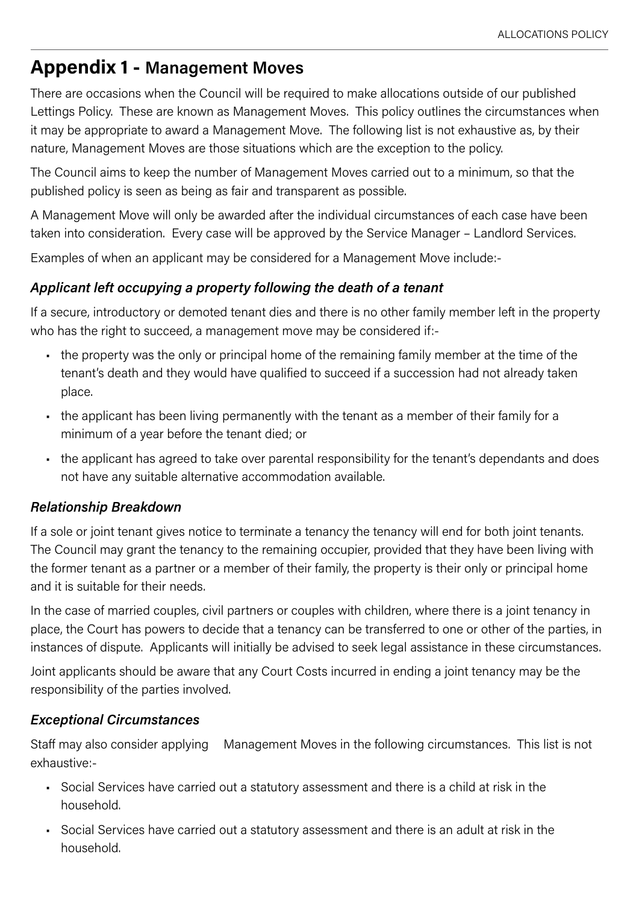# Appendix 1 - Management Moves

There are occasions when the Council will be required to make allocations outside of our published Lettings Policy. These are known as Management Moves. This policy outlines the circumstances when it may be appropriate to award a Management Move. The following list is not exhaustive as, by their nature, Management Moves are those situations which are the exception to the policy.

The Council aims to keep the number of Management Moves carried out to a minimum, so that the published policy is seen as being as fair and transparent as possible.

A Management Move will only be awarded after the individual circumstances of each case have been taken into consideration. Every case will be approved by the Service Manager – Landlord Services.

Examples of when an applicant may be considered for a Management Move include:-

### *Applicant left occupying a property following the death of a tenant*

If a secure, introductory or demoted tenant dies and there is no other family member left in the property who has the right to succeed, a management move may be considered if:-

- the property was the only or principal home of the remaining family member at the time of the tenant's death and they would have qualified to succeed if a succession had not already taken place.
- the applicant has been living permanently with the tenant as a member of their family for a minimum of a year before the tenant died; or
- the applicant has agreed to take over parental responsibility for the tenant's dependants and does not have any suitable alternative accommodation available.

### *Relationship Breakdown*

If a sole or joint tenant gives notice to terminate a tenancy the tenancy will end for both joint tenants. The Council may grant the tenancy to the remaining occupier, provided that they have been living with the former tenant as a partner or a member of their family, the property is their only or principal home and it is suitable for their needs.

In the case of married couples, civil partners or couples with children, where there is a joint tenancy in place, the Court has powers to decide that a tenancy can be transferred to one or other of the parties, in instances of dispute. Applicants will initially be advised to seek legal assistance in these circumstances.

Joint applicants should be aware that any Court Costs incurred in ending a joint tenancy may be the responsibility of the parties involved.

### *Exceptional Circumstances*

Staff may also consider applying Management Moves in the following circumstances. This list is not exhaustive:-

- Social Services have carried out a statutory assessment and there is a child at risk in the household.
- Social Services have carried out a statutory assessment and there is an adult at risk in the household.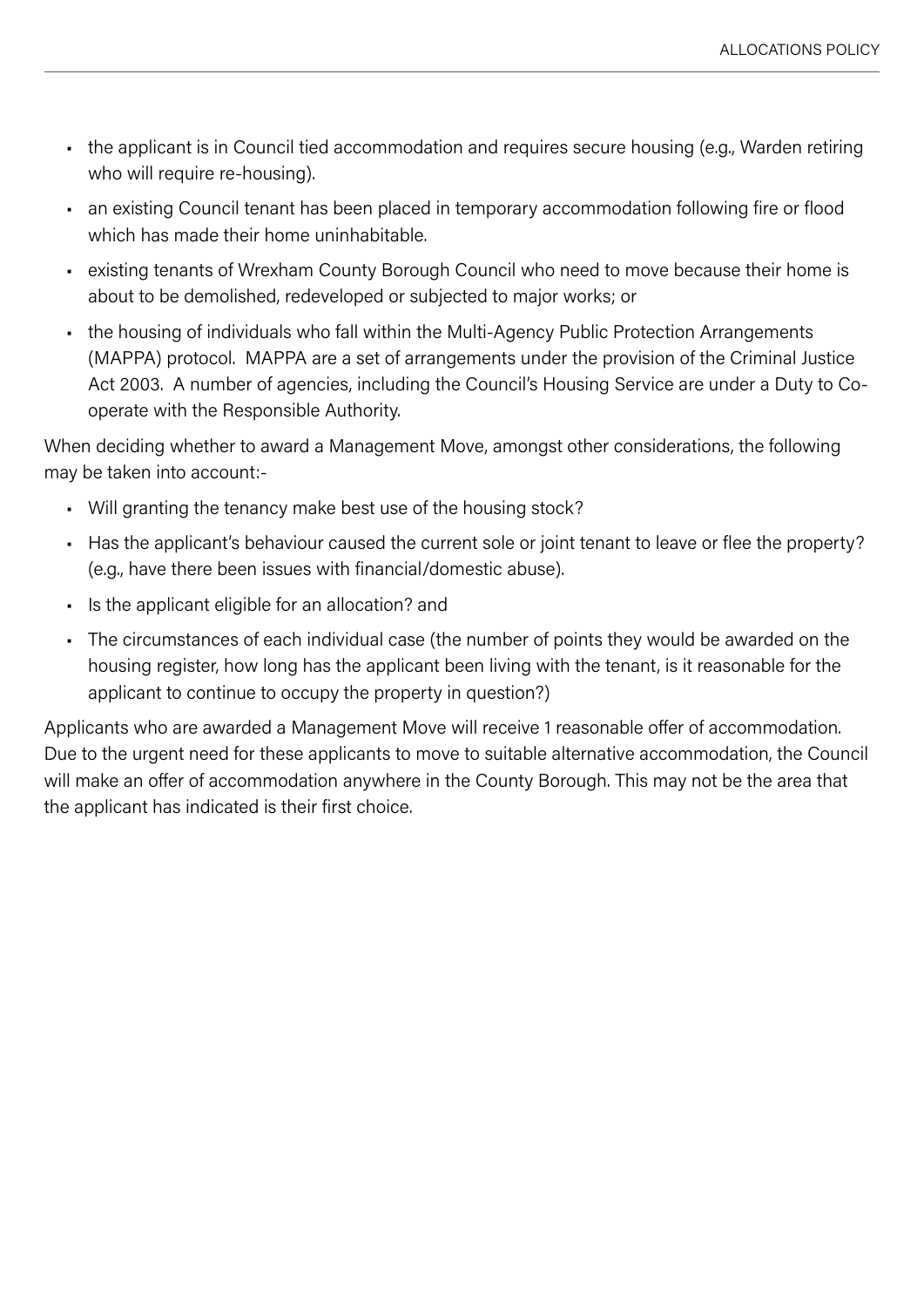- the applicant is in Council tied accommodation and requires secure housing (e.g., Warden retiring who will require re-housing).
- an existing Council tenant has been placed in temporary accommodation following fire or flood which has made their home uninhabitable.
- existing tenants of Wrexham County Borough Council who need to move because their home is about to be demolished, redeveloped or subjected to major works; or
- the housing of individuals who fall within the Multi-Agency Public Protection Arrangements (MAPPA) protocol. MAPPA are a set of arrangements under the provision of the Criminal Justice Act 2003. A number of agencies, including the Council's Housing Service are under a Duty to Co-operate with the Responsible Authority.

When deciding whether to award a Management Move, amongst other considerations, the following may be taken into account:-

- Will granting the tenancy make best use of the housing stock?
- Has the applicant's behaviour caused the current sole or joint tenant to leave or flee the property? (e.g., have there been issues with financial/domestic abuse).
- Is the applicant eligible for an allocation? and
- The circumstances of each individual case (the number of points they would be awarded on the housing register, how long has the applicant been living with the tenant, is it reasonable for the applicant to continue to occupy the property in question?)

Applicants who are awarded a Management Move will receive 1 reasonable offer of accommodation. Due to the urgent need for these applicants to move to suitable alternative accommodation, the Council will make an offer of accommodation anywhere in the County Borough. This may not be the area that the applicant has indicated is their first choice.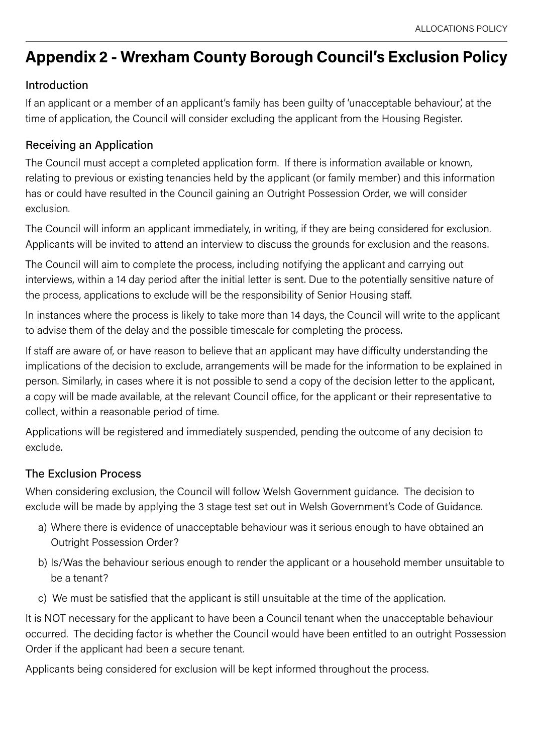# Appendix 2 - Wrexham County Borough Council's Exclusion Policy

## Introduction

If an applicant or a member of an applicant's family has been guilty of 'unacceptable behaviour', at the time of application, the Council will consider excluding the applicant from the Housing Register.

## Receiving an Application

The Council must accept a completed application form. If there is information available or known, relating to previous or existing tenancies held by the applicant (or family member) and this information has or could have resulted in the Council gaining an Outright Possession Order, we will consider exclusion.

The Council will inform an applicant immediately, in writing, if they are being considered for exclusion. Applicants will be invited to attend an interview to discuss the grounds for exclusion and the reasons.

The Council will aim to complete the process, including notifying the applicant and carrying out interviews, within a 14 day period after the initial letter is sent. Due to the potentially sensitive nature of the process, applications to exclude will be the responsibility of Senior Housing staff.

In instances where the process is likely to take more than 14 days, the Council will write to the applicant to advise them of the delay and the possible timescale for completing the process.

If staff are aware of, or have reason to believe that an applicant may have difficulty understanding the implications of the decision to exclude, arrangements will be made for the information to be explained in person. Similarly, in cases where it is not possible to send a copy of the decision letter to the applicant, a copy will be made available, at the relevant Council office, for the applicant or their representative to collect, within a reasonable period of time.

Applications will be registered and immediately suspended, pending the outcome of any decision to exclude.

## The Exclusion Process

When considering exclusion, the Council will follow Welsh Government guidance. The decision to exclude will be made by applying the 3 stage test set out in Welsh Government's Code of Guidance.

a) Where there is evidence of unacceptable behaviour was it serious enough to have obtained an Outright Possession Order?

b) Is/Was the behaviour serious enough to render the applicant or a household member unsuitable to be a tenant?

c) We must be satisfied that the applicant is still unsuitable at the time of the application.

It is NOT necessary for the applicant to have been a Council tenant when the unacceptable behaviour occurred. The deciding factor is whether the Council would have been entitled to an outright Possession Order if the applicant had been a secure tenant.

Applicants being considered for exclusion will be kept informed throughout the process.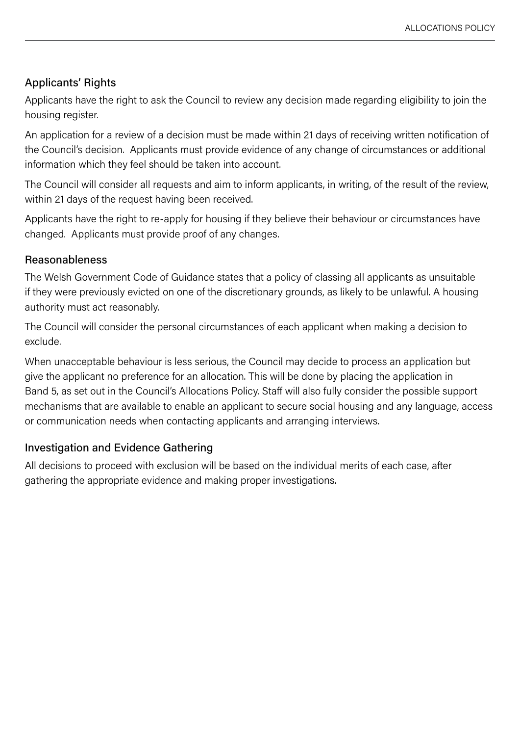## Applicants' Rights

Applicants have the right to ask the Council to review any decision made regarding eligibility to join the housing register.

An application for a review of a decision must be made within 21 days of receiving written notification of the Council's decision. Applicants must provide evidence of any change of circumstances or additional information which they feel should be taken into account.

The Council will consider all requests and aim to inform applicants, in writing, of the result of the review, within 21 days of the request having been received.

Applicants have the right to re-apply for housing if they believe their behaviour or circumstances have changed. Applicants must provide proof of any changes.

## Reasonableness

The Welsh Government Code of Guidance states that a policy of classing all applicants as unsuitable if they were previously evicted on one of the discretionary grounds, as likely to be unlawful. A housing authority must act reasonably.

The Council will consider the personal circumstances of each applicant when making a decision to exclude.

When unacceptable behaviour is less serious, the Council may decide to process an application but give the applicant no preference for an allocation. This will be done by placing the application in Band 5, as set out in the Council's Allocations Policy. Staff will also fully consider the possible support mechanisms that are available to enable an applicant to secure social housing and any language, access or communication needs when contacting applicants and arranging interviews.

## Investigation and Evidence Gathering

All decisions to proceed with exclusion will be based on the individual merits of each case, after gathering the appropriate evidence and making proper investigations.